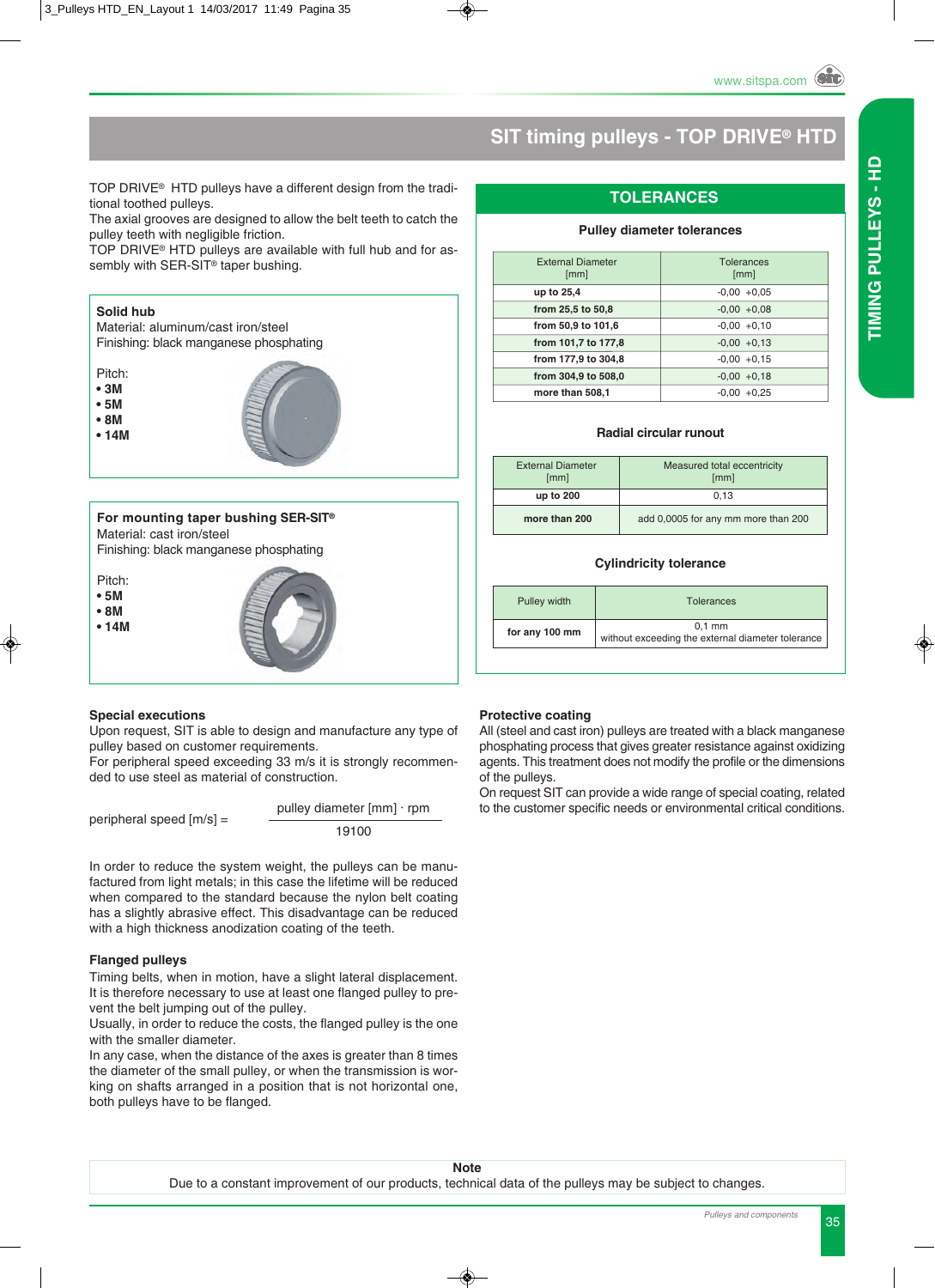# SIT timing pulleys - TOP DRIVE® HTD

TOP DRIVE® HTD pulleys have a different design from the traditional toothed pulleys.
The axial grooves are designed to allow the belt teeth to catch the pulley teeth with negligible friction.
TOP DRIVE® HTD pulleys are available with full hub and for assembly with SER-SIT® taper bushing.

**Solid hub**
Material: aluminum/cast iron/steel
Finishing: black manganese phosphating

Pitch:
- **3M**
- **5M**
- **8M**
- **14M**

**For mounting taper bushing SER-SIT®**
Material: cast iron/steel
Finishing: black manganese phosphating

Pitch:
- **5M**
- **8M**
- **14M**

## TOLERANCES

### Pulley diameter tolerances

| External Diameter [mm] | Tolerances [mm] |
|---|---|
| **up to 25,4** | -0,00 +0,05 |
| **from 25,5 to 50,8** | -0,00 +0,08 |
| **from 50,9 to 101,6** | -0,00 +0,10 |
| **from 101,7 to 177,8** | -0,00 +0,13 |
| **from 177,9 to 304,8** | -0,00 +0,15 |
| **from 304,9 to 508,0** | -0,00 +0,18 |
| **more than 508,1** | -0,00 +0,25 |

### Radial circular runout

| External Diameter [mm] | Measured total eccentricity [mm] |
|---|---|
| **up to 200** | 0,13 |
| **more than 200** | add 0,0005 for any mm more than 200 |

### Cylindricity tolerance

| Pulley width | Tolerances |
|---|---|
| **for any 100 mm** | 0,1 mm without exceeding the external diameter tolerance |

### Special executions

Upon request, SIT is able to design and manufacture any type of pulley based on customer requirements.
For peripheral speed exceeding 33 m/s it is strongly recommended to use steel as material of construction.

$$\text{peripheral speed [m/s]} = \frac{\text{pulley diameter [mm]} \cdot \text{rpm}}{19100}$$

In order to reduce the system weight, the pulleys can be manufactured from light metals; in this case the lifetime will be reduced when compared to the standard because the nylon belt coating has a slightly abrasive effect. This disadvantage can be reduced with a high thickness anodization coating of the teeth.

### Flanged pulleys

Timing belts, when in motion, have a slight lateral displacement. It is therefore necessary to use at least one flanged pulley to prevent the belt jumping out of the pulley.
Usually, in order to reduce the costs, the flanged pulley is the one with the smaller diameter.
In any case, when the distance of the axes is greater than 8 times the diameter of the small pulley, or when the transmission is working on shafts arranged in a position that is not horizontal one, both pulleys have to be flanged.

### Protective coating

All (steel and cast iron) pulleys are treated with a black manganese phosphating process that gives greater resistance against oxidizing agents. This treatment does not modify the profile or the dimensions of the pulleys.
On request SIT can provide a wide range of special coating, related to the customer specific needs or environmental critical conditions.

**Note**
Due to a constant improvement of our products, technical data of the pulleys may be subject to changes.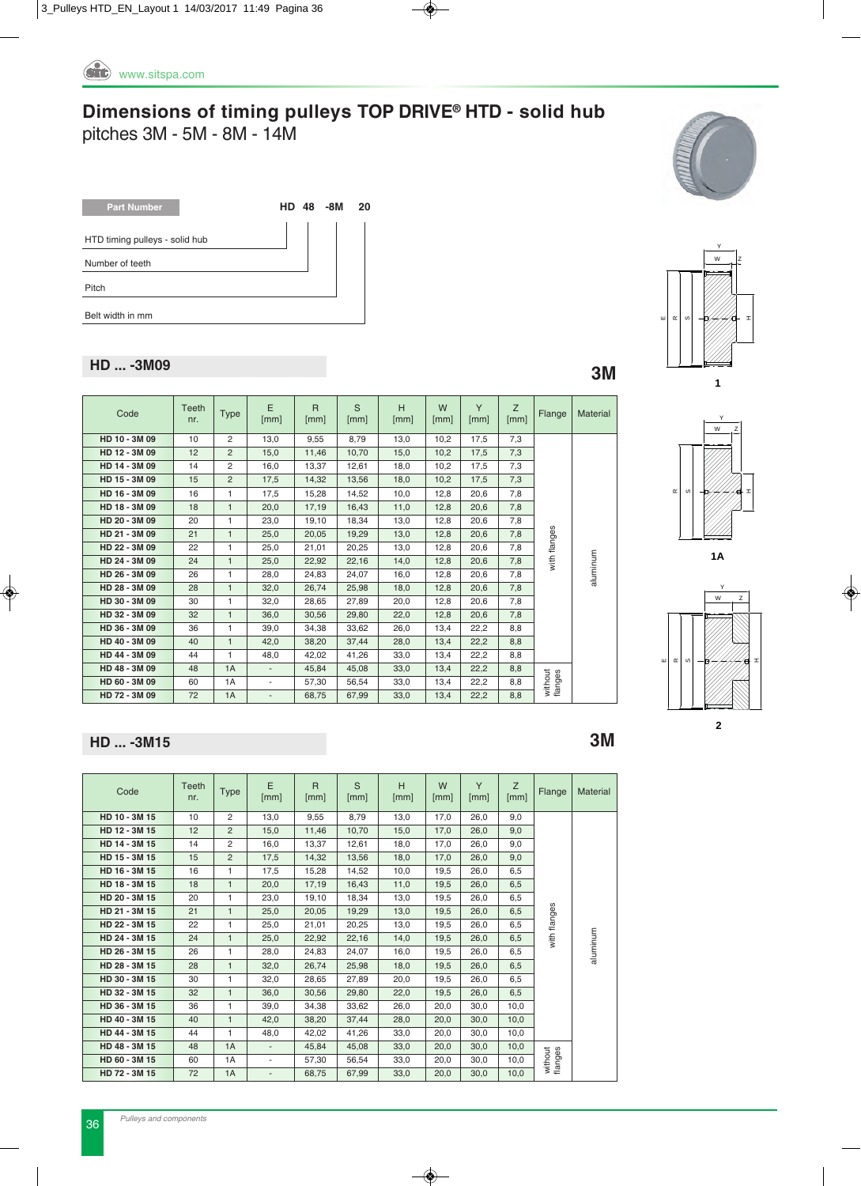# Dimensions of timing pulleys TOP DRIVE® HTD - solid hub

pitches 3M - 5M - 8M - 14M

**Part Number** HD 48 -8M 20

- HTD timing pulleys - solid hub
- Number of teeth
- Pitch
- Belt width in mm

1

1A

2

## HD ... -3M09

**3M**

| Code | Teeth nr. | Type | E [mm] | R [mm] | S [mm] | H [mm] | W [mm] | Y [mm] | Z [mm] | Flange | Material |
|---|---|---|---|---|---|---|---|---|---|---|---|
| HD 10 - 3M 09 | 10 | 2 | 13,0 | 9,55 | 8,79 | 13,0 | 10,2 | 17,5 | 7,3 | with flanges | aluminum |
| HD 12 - 3M 09 | 12 | 2 | 15,0 | 11,46 | 10,70 | 15,0 | 10,2 | 17,5 | 7,3 | | |
| HD 14 - 3M 09 | 14 | 2 | 16,0 | 13,37 | 12,61 | 18,0 | 10,2 | 17,5 | 7,3 | | |
| HD 15 - 3M 09 | 15 | 2 | 17,5 | 14,32 | 13,56 | 18,0 | 10,2 | 17,5 | 7,3 | | |
| HD 16 - 3M 09 | 16 | 1 | 17,5 | 15,28 | 14,52 | 10,0 | 12,8 | 20,6 | 7,8 | | |
| HD 18 - 3M 09 | 18 | 1 | 20,0 | 17,19 | 16,43 | 11,0 | 12,8 | 20,6 | 7,8 | | |
| HD 20 - 3M 09 | 20 | 1 | 23,0 | 19,10 | 18,34 | 13,0 | 12,8 | 20,6 | 7,8 | | |
| HD 21 - 3M 09 | 21 | 1 | 25,0 | 20,05 | 19,29 | 13,0 | 12,8 | 20,6 | 7,8 | | |
| HD 22 - 3M 09 | 22 | 1 | 25,0 | 21,01 | 20,25 | 13,0 | 12,8 | 20,6 | 7,8 | | |
| HD 24 - 3M 09 | 24 | 1 | 25,0 | 22,92 | 22,16 | 14,0 | 12,8 | 20,6 | 7,8 | | |
| HD 26 - 3M 09 | 26 | 1 | 28,0 | 24,83 | 24,07 | 16,0 | 12,8 | 20,6 | 7,8 | | |
| HD 28 - 3M 09 | 28 | 1 | 32,0 | 26,74 | 25,98 | 18,0 | 12,8 | 20,6 | 7,8 | | |
| HD 30 - 3M 09 | 30 | 1 | 32,0 | 28,65 | 27,89 | 20,0 | 12,8 | 20,6 | 7,8 | | |
| HD 32 - 3M 09 | 32 | 1 | 36,0 | 30,56 | 29,80 | 22,0 | 12,8 | 20,6 | 7,8 | | |
| HD 36 - 3M 09 | 36 | 1 | 39,0 | 34,38 | 33,62 | 26,0 | 13,4 | 22,2 | 8,8 | | |
| HD 40 - 3M 09 | 40 | 1 | 42,0 | 38,20 | 37,44 | 28,0 | 13,4 | 22,2 | 8,8 | | |
| HD 44 - 3M 09 | 44 | 1 | 48,0 | 42,02 | 41,26 | 33,0 | 13,4 | 22,2 | 8,8 | | |
| HD 48 - 3M 09 | 48 | 1A | - | 45,84 | 45,08 | 33,0 | 13,4 | 22,2 | 8,8 | without flanges | |
| HD 60 - 3M 09 | 60 | 1A | - | 57,30 | 56,54 | 33,0 | 13,4 | 22,2 | 8,8 | | |
| HD 72 - 3M 09 | 72 | 1A | - | 68,75 | 67,99 | 33,0 | 13,4 | 22,2 | 8,8 | | |

## HD ... -3M15

**3M**

| Code | Teeth nr. | Type | E [mm] | R [mm] | S [mm] | H [mm] | W [mm] | Y [mm] | Z [mm] | Flange | Material |
|---|---|---|---|---|---|---|---|---|---|---|---|
| HD 10 - 3M 15 | 10 | 2 | 13,0 | 9,55 | 8,79 | 13,0 | 17,0 | 26,0 | 9,0 | with flanges | aluminum |
| HD 12 - 3M 15 | 12 | 2 | 15,0 | 11,46 | 10,70 | 15,0 | 17,0 | 26,0 | 9,0 | | |
| HD 14 - 3M 15 | 14 | 2 | 16,0 | 13,37 | 12,61 | 18,0 | 17,0 | 26,0 | 9,0 | | |
| HD 15 - 3M 15 | 15 | 2 | 17,5 | 14,32 | 13,56 | 18,0 | 17,0 | 26,0 | 9,0 | | |
| HD 16 - 3M 15 | 16 | 1 | 17,5 | 15,28 | 14,52 | 10,0 | 19,5 | 26,0 | 6,5 | | |
| HD 18 - 3M 15 | 18 | 1 | 20,0 | 17,19 | 16,43 | 11,0 | 19,5 | 26,0 | 6,5 | | |
| HD 20 - 3M 15 | 20 | 1 | 23,0 | 19,10 | 18,34 | 13,0 | 19,5 | 26,0 | 6,5 | | |
| HD 21 - 3M 15 | 21 | 1 | 25,0 | 20,05 | 19,29 | 13,0 | 19,5 | 26,0 | 6,5 | | |
| HD 22 - 3M 15 | 22 | 1 | 25,0 | 21,01 | 20,25 | 13,0 | 19,5 | 26,0 | 6,5 | | |
| HD 24 - 3M 15 | 24 | 1 | 25,0 | 22,92 | 22,16 | 14,0 | 19,5 | 26,0 | 6,5 | | |
| HD 26 - 3M 15 | 26 | 1 | 28,0 | 24,83 | 24,07 | 16,0 | 19,5 | 26,0 | 6,5 | | |
| HD 28 - 3M 15 | 28 | 1 | 32,0 | 26,74 | 25,98 | 18,0 | 19,5 | 26,0 | 6,5 | | |
| HD 30 - 3M 15 | 30 | 1 | 32,0 | 28,65 | 27,89 | 20,0 | 19,5 | 26,0 | 6,5 | | |
| HD 32 - 3M 15 | 32 | 1 | 36,0 | 30,56 | 29,80 | 22,0 | 19,5 | 26,0 | 6,5 | | |
| HD 36 - 3M 15 | 36 | 1 | 39,0 | 34,38 | 33,62 | 26,0 | 20,0 | 30,0 | 10,0 | | |
| HD 40 - 3M 15 | 40 | 1 | 42,0 | 38,20 | 37,44 | 28,0 | 20,0 | 30,0 | 10,0 | | |
| HD 44 - 3M 15 | 44 | 1 | 48,0 | 42,02 | 41,26 | 33,0 | 20,0 | 30,0 | 10,0 | | |
| HD 48 - 3M 15 | 48 | 1A | - | 45,84 | 45,08 | 33,0 | 20,0 | 30,0 | 10,0 | without flanges | |
| HD 60 - 3M 15 | 60 | 1A | - | 57,30 | 56,54 | 33,0 | 20,0 | 30,0 | 10,0 | | |
| HD 72 - 3M 15 | 72 | 1A | - | 68,75 | 67,99 | 33,0 | 20,0 | 30,0 | 10,0 | | |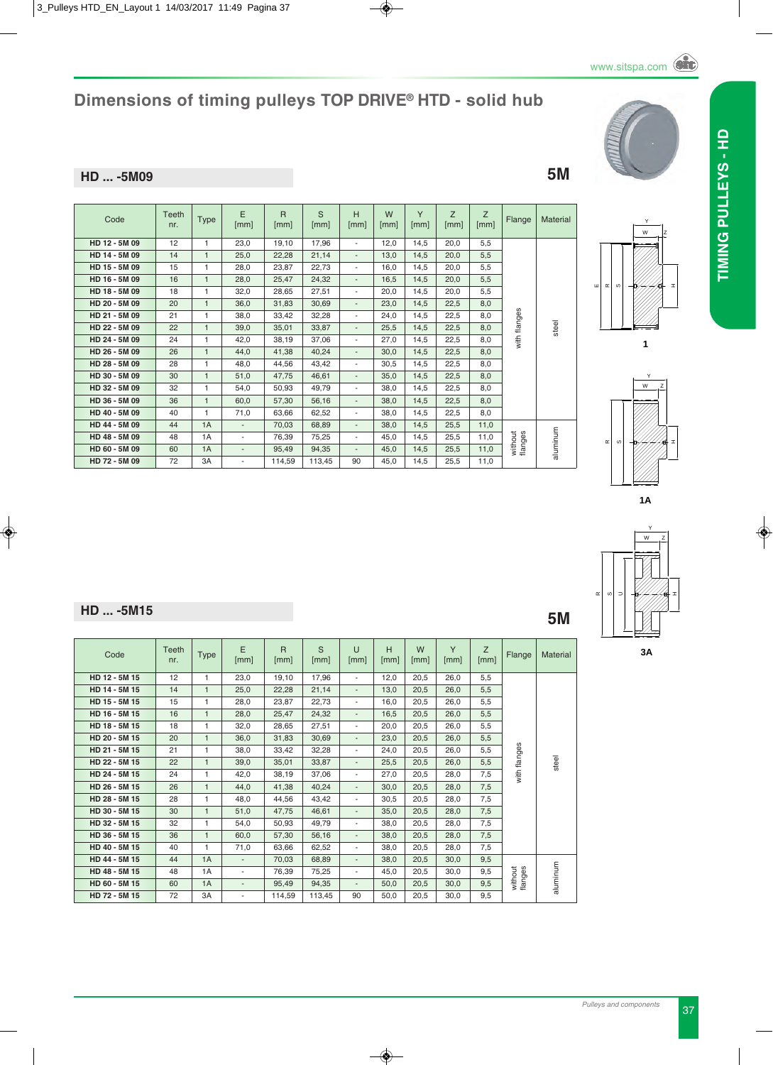# Dimensions of timing pulleys TOP DRIVE® HTD - solid hub

## HD ... -5M09

**5M**

| Code | Teeth nr. | Type | E [mm] | R [mm] | S [mm] | H [mm] | W [mm] | Y [mm] | Z [mm] | Z [mm] | Flange | Material |
|---|---|---|---|---|---|---|---|---|---|---|---|---|
| HD 12 - 5M 09 | 12 | 1 | 23,0 | 19,10 | 17,96 | - | 12,0 | 14,5 | 20,0 | 5,5 | with flanges | steel |
| HD 14 - 5M 09 | 14 | 1 | 25,0 | 22,28 | 21,14 | - | 13,0 | 14,5 | 20,0 | 5,5 | | |
| HD 15 - 5M 09 | 15 | 1 | 28,0 | 23,87 | 22,73 | - | 16,0 | 14,5 | 20,0 | 5,5 | | |
| HD 16 - 5M 09 | 16 | 1 | 28,0 | 25,47 | 24,32 | - | 16,5 | 14,5 | 20,0 | 5,5 | | |
| HD 18 - 5M 09 | 18 | 1 | 32,0 | 28,65 | 27,51 | - | 20,0 | 14,5 | 20,0 | 5,5 | | |
| HD 20 - 5M 09 | 20 | 1 | 36,0 | 31,83 | 30,69 | - | 23,0 | 14,5 | 22,5 | 8,0 | | |
| HD 21 - 5M 09 | 21 | 1 | 38,0 | 33,42 | 32,28 | - | 24,0 | 14,5 | 22,5 | 8,0 | | |
| HD 22 - 5M 09 | 22 | 1 | 39,0 | 35,01 | 33,87 | - | 25,5 | 14,5 | 22,5 | 8,0 | | |
| HD 24 - 5M 09 | 24 | 1 | 42,0 | 38,19 | 37,06 | - | 27,0 | 14,5 | 22,5 | 8,0 | | |
| HD 26 - 5M 09 | 26 | 1 | 44,0 | 41,38 | 40,24 | - | 30,0 | 14,5 | 22,5 | 8,0 | | |
| HD 28 - 5M 09 | 28 | 1 | 48,0 | 44,56 | 43,42 | - | 30,5 | 14,5 | 22,5 | 8,0 | | |
| HD 30 - 5M 09 | 30 | 1 | 51,0 | 47,75 | 46,61 | - | 35,0 | 14,5 | 22,5 | 8,0 | | |
| HD 32 - 5M 09 | 32 | 1 | 54,0 | 50,93 | 49,79 | - | 38,0 | 14,5 | 22,5 | 8,0 | | |
| HD 36 - 5M 09 | 36 | 1 | 60,0 | 57,30 | 56,16 | - | 38,0 | 14,5 | 22,5 | 8,0 | | |
| HD 40 - 5M 09 | 40 | 1 | 71,0 | 63,66 | 62,52 | - | 38,0 | 14,5 | 22,5 | 8,0 | | |
| HD 44 - 5M 09 | 44 | 1A | - | 70,03 | 68,89 | - | 38,0 | 14,5 | 25,5 | 11,0 | without flanges | aluminum |
| HD 48 - 5M 09 | 48 | 1A | - | 76,39 | 75,25 | - | 45,0 | 14,5 | 25,5 | 11,0 | | |
| HD 60 - 5M 09 | 60 | 1A | - | 95,49 | 94,35 | - | 45,0 | 14,5 | 25,5 | 11,0 | | |
| HD 72 - 5M 09 | 72 | 3A | - | 114,59 | 113,45 | 90 | 45,0 | 14,5 | 25,5 | 11,0 | | |

1

1A

3A

## HD ... -5M15

**5M**

| Code | Teeth nr. | Type | E [mm] | R [mm] | S [mm] | U [mm] | H [mm] | W [mm] | Y [mm] | Z [mm] | Flange | Material |
|---|---|---|---|---|---|---|---|---|---|---|---|---|
| HD 12 - 5M 15 | 12 | 1 | 23,0 | 19,10 | 17,96 | - | 12,0 | 20,5 | 26,0 | 5,5 | with flanges | steel |
| HD 14 - 5M 15 | 14 | 1 | 25,0 | 22,28 | 21,14 | - | 13,0 | 20,5 | 26,0 | 5,5 | | |
| HD 15 - 5M 15 | 15 | 1 | 28,0 | 23,87 | 22,73 | - | 16,0 | 20,5 | 26,0 | 5,5 | | |
| HD 16 - 5M 15 | 16 | 1 | 28,0 | 25,47 | 24,32 | - | 16,5 | 20,5 | 26,0 | 5,5 | | |
| HD 18 - 5M 15 | 18 | 1 | 32,0 | 28,65 | 27,51 | - | 20,0 | 20,5 | 26,0 | 5,5 | | |
| HD 20 - 5M 15 | 20 | 1 | 36,0 | 31,83 | 30,69 | - | 23,0 | 20,5 | 26,0 | 5,5 | | |
| HD 21 - 5M 15 | 21 | 1 | 38,0 | 33,42 | 32,28 | - | 24,0 | 20,5 | 26,0 | 5,5 | | |
| HD 22 - 5M 15 | 22 | 1 | 39,0 | 35,01 | 33,87 | - | 25,5 | 20,5 | 26,0 | 5,5 | | |
| HD 24 - 5M 15 | 24 | 1 | 42,0 | 38,19 | 37,06 | - | 27,0 | 20,5 | 28,0 | 7,5 | | |
| HD 26 - 5M 15 | 26 | 1 | 44,0 | 41,38 | 40,24 | - | 30,0 | 20,5 | 28,0 | 7,5 | | |
| HD 28 - 5M 15 | 28 | 1 | 48,0 | 44,56 | 43,42 | - | 30,5 | 20,5 | 28,0 | 7,5 | | |
| HD 30 - 5M 15 | 30 | 1 | 51,0 | 47,75 | 46,61 | - | 35,0 | 20,5 | 28,0 | 7,5 | | |
| HD 32 - 5M 15 | 32 | 1 | 54,0 | 50,93 | 49,79 | - | 38,0 | 20,5 | 28,0 | 7,5 | | |
| HD 36 - 5M 15 | 36 | 1 | 60,0 | 57,30 | 56,16 | - | 38,0 | 20,5 | 28,0 | 7,5 | | |
| HD 40 - 5M 15 | 40 | 1 | 71,0 | 63,66 | 62,52 | - | 38,0 | 20,5 | 28,0 | 7,5 | | |
| HD 44 - 5M 15 | 44 | 1A | - | 70,03 | 68,89 | - | 38,0 | 20,5 | 30,0 | 9,5 | without flanges | aluminum |
| HD 48 - 5M 15 | 48 | 1A | - | 76,39 | 75,25 | - | 45,0 | 20,5 | 30,0 | 9,5 | | |
| HD 60 - 5M 15 | 60 | 1A | - | 95,49 | 94,35 | - | 50,0 | 20,5 | 30,0 | 9,5 | | |
| HD 72 - 5M 15 | 72 | 3A | - | 114,59 | 113,45 | 90 | 50,0 | 20,5 | 30,0 | 9,5 | | |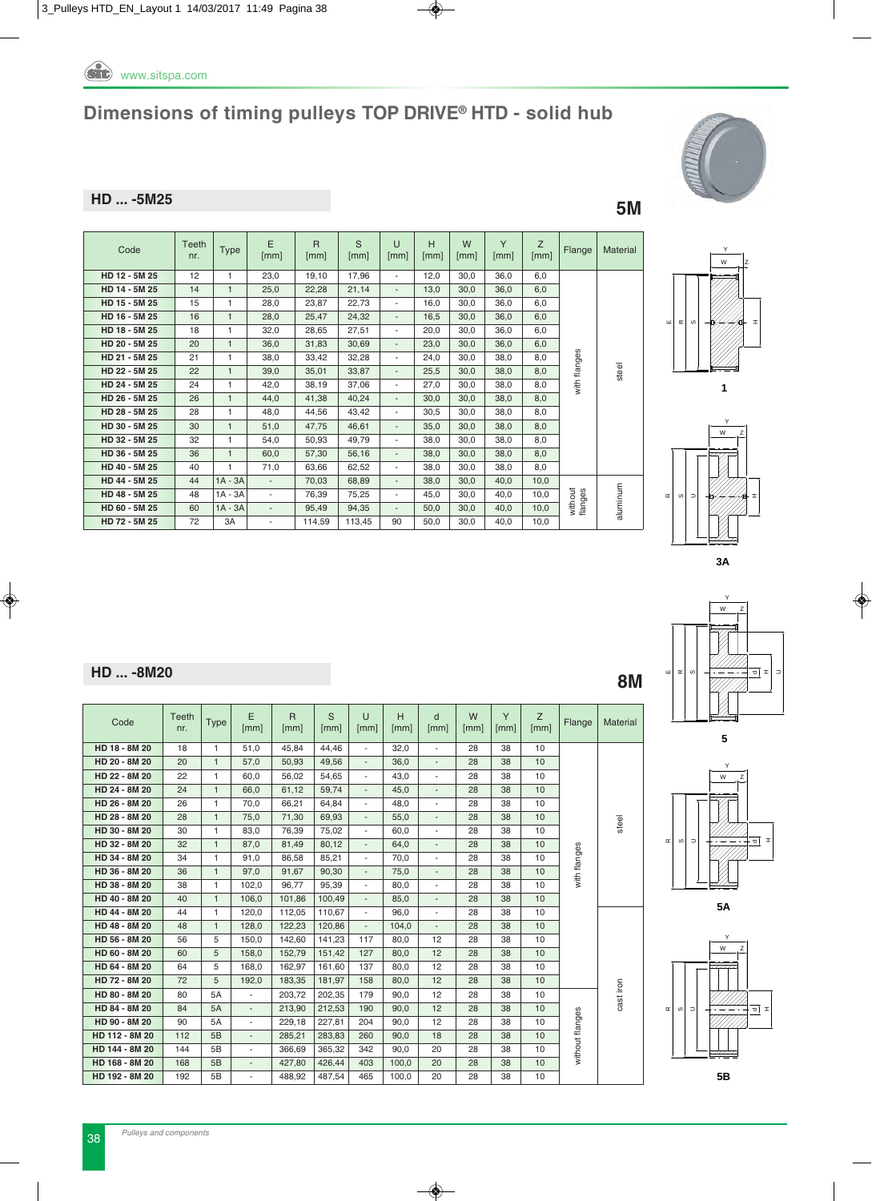# Dimensions of timing pulleys TOP DRIVE® HTD - solid hub

## HD ... -5M25

**5M**

| Code | Teeth nr. | Type | E [mm] | R [mm] | S [mm] | U [mm] | H [mm] | W [mm] | Y [mm] | Z [mm] | Flange | Material |
|---|---|---|---|---|---|---|---|---|---|---|---|---|
| HD 12 - 5M 25 | 12 | 1 | 23,0 | 19,10 | 17,96 | - | 12,0 | 30,0 | 36,0 | 6,0 | with flanges | steel |
| HD 14 - 5M 25 | 14 | 1 | 25,0 | 22,28 | 21,14 | - | 13,0 | 30,0 | 36,0 | 6,0 | | |
| HD 15 - 5M 25 | 15 | 1 | 28,0 | 23,87 | 22,73 | - | 16,0 | 30,0 | 36,0 | 6,0 | | |
| HD 16 - 5M 25 | 16 | 1 | 28,0 | 25,47 | 24,32 | - | 16,5 | 30,0 | 36,0 | 6,0 | | |
| HD 18 - 5M 25 | 18 | 1 | 32,0 | 28,65 | 27,51 | - | 20,0 | 30,0 | 36,0 | 6,0 | | |
| HD 20 - 5M 25 | 20 | 1 | 36,0 | 31,83 | 30,69 | - | 23,0 | 30,0 | 36,0 | 6,0 | | |
| HD 21 - 5M 25 | 21 | 1 | 38,0 | 33,42 | 32,28 | - | 24,0 | 30,0 | 38,0 | 8,0 | | |
| HD 22 - 5M 25 | 22 | 1 | 39,0 | 35,01 | 33,87 | - | 25,5 | 30,0 | 38,0 | 8,0 | | |
| HD 24 - 5M 25 | 24 | 1 | 42,0 | 38,19 | 37,06 | - | 27,0 | 30,0 | 38,0 | 8,0 | | |
| HD 26 - 5M 25 | 26 | 1 | 44,0 | 41,38 | 40,24 | - | 30,0 | 30,0 | 38,0 | 8,0 | | |
| HD 28 - 5M 25 | 28 | 1 | 48,0 | 44,56 | 43,42 | - | 30,5 | 30,0 | 38,0 | 8,0 | | |
| HD 30 - 5M 25 | 30 | 1 | 51,0 | 47,75 | 46,61 | - | 35,0 | 30,0 | 38,0 | 8,0 | | |
| HD 32 - 5M 25 | 32 | 1 | 54,0 | 50,93 | 49,79 | - | 38,0 | 30,0 | 38,0 | 8,0 | | |
| HD 36 - 5M 25 | 36 | 1 | 60,0 | 57,30 | 56,16 | - | 38,0 | 30,0 | 38,0 | 8,0 | | |
| HD 40 - 5M 25 | 40 | 1 | 71,0 | 63,66 | 62,52 | - | 38,0 | 30,0 | 38,0 | 8,0 | | |
| HD 44 - 5M 25 | 44 | 1A - 3A | - | 70,03 | 68,89 | - | 38,0 | 30,0 | 40,0 | 10,0 | without flanges | aluminum |
| HD 48 - 5M 25 | 48 | 1A - 3A | - | 76,39 | 75,25 | - | 45,0 | 30,0 | 40,0 | 10,0 | | |
| HD 60 - 5M 25 | 60 | 1A - 3A | - | 95,49 | 94,35 | - | 50,0 | 30,0 | 40,0 | 10,0 | | |
| HD 72 - 5M 25 | 72 | 3A | - | 114,59 | 113,45 | 90 | 50,0 | 30,0 | 40,0 | 10,0 | | |

1

3A

## HD ... -8M20

**8M**

| Code | Teeth nr. | Type | E [mm] | R [mm] | S [mm] | U [mm] | H [mm] | d [mm] | W [mm] | Y [mm] | Z [mm] | Flange | Material |
|---|---|---|---|---|---|---|---|---|---|---|---|---|---|
| HD 18 - 8M 20 | 18 | 1 | 51,0 | 45,84 | 44,46 | - | 32,0 | - | 28 | 38 | 10 | with flanges | steel |
| HD 20 - 8M 20 | 20 | 1 | 57,0 | 50,93 | 49,56 | - | 36,0 | - | 28 | 38 | 10 | | |
| HD 22 - 8M 20 | 22 | 1 | 60,0 | 56,02 | 54,65 | - | 43,0 | - | 28 | 38 | 10 | | |
| HD 24 - 8M 20 | 24 | 1 | 66,0 | 61,12 | 59,74 | - | 45,0 | - | 28 | 38 | 10 | | |
| HD 26 - 8M 20 | 26 | 1 | 70,0 | 66,21 | 64,84 | - | 48,0 | - | 28 | 38 | 10 | | |
| HD 28 - 8M 20 | 28 | 1 | 75,0 | 71,30 | 69,93 | - | 55,0 | - | 28 | 38 | 10 | | |
| HD 30 - 8M 20 | 30 | 1 | 83,0 | 76,39 | 75,02 | - | 60,0 | - | 28 | 38 | 10 | | |
| HD 32 - 8M 20 | 32 | 1 | 87,0 | 81,49 | 80,12 | - | 64,0 | - | 28 | 38 | 10 | | |
| HD 34 - 8M 20 | 34 | 1 | 91,0 | 86,58 | 85,21 | - | 70,0 | - | 28 | 38 | 10 | | |
| HD 36 - 8M 20 | 36 | 1 | 97,0 | 91,67 | 90,30 | - | 75,0 | - | 28 | 38 | 10 | | |
| HD 38 - 8M 20 | 38 | 1 | 102,0 | 96,77 | 95,39 | - | 80,0 | - | 28 | 38 | 10 | | |
| HD 40 - 8M 20 | 40 | 1 | 106,0 | 101,86 | 100,49 | - | 85,0 | - | 28 | 38 | 10 | | |
| HD 44 - 8M 20 | 44 | 1 | 120,0 | 112,05 | 110,67 | - | 96,0 | - | 28 | 38 | 10 | | cast iron |
| HD 48 - 8M 20 | 48 | 1 | 128,0 | 122,23 | 120,86 | - | 104,0 | - | 28 | 38 | 10 | | |
| HD 56 - 8M 20 | 56 | 5 | 150,0 | 142,60 | 141,23 | 117 | 80,0 | 12 | 28 | 38 | 10 | | |
| HD 60 - 8M 20 | 60 | 5 | 158,0 | 152,79 | 151,42 | 127 | 80,0 | 12 | 28 | 38 | 10 | | |
| HD 64 - 8M 20 | 64 | 5 | 168,0 | 162,97 | 161,60 | 137 | 80,0 | 12 | 28 | 38 | 10 | | |
| HD 72 - 8M 20 | 72 | 5 | 192,0 | 183,35 | 181,97 | 158 | 80,0 | 12 | 28 | 38 | 10 | | |
| HD 80 - 8M 20 | 80 | 5A | - | 203,72 | 202,35 | 179 | 90,0 | 12 | 28 | 38 | 10 | without flanges | |
| HD 84 - 8M 20 | 84 | 5A | - | 213,90 | 212,53 | 190 | 90,0 | 12 | 28 | 38 | 10 | | |
| HD 90 - 8M 20 | 90 | 5A | - | 229,18 | 227,81 | 204 | 90,0 | 12 | 28 | 38 | 10 | | |
| HD 112 - 8M 20 | 112 | 5B | - | 285,21 | 283,83 | 260 | 90,0 | 18 | 28 | 38 | 10 | | |
| HD 144 - 8M 20 | 144 | 5B | - | 366,69 | 365,32 | 342 | 90,0 | 20 | 28 | 38 | 10 | | |
| HD 168 - 8M 20 | 168 | 5B | - | 427,80 | 426,44 | 403 | 100,0 | 20 | 28 | 38 | 10 | | |
| HD 192 - 8M 20 | 192 | 5B | - | 488,92 | 487,54 | 465 | 100,0 | 20 | 28 | 38 | 10 | | |

5

5A

5B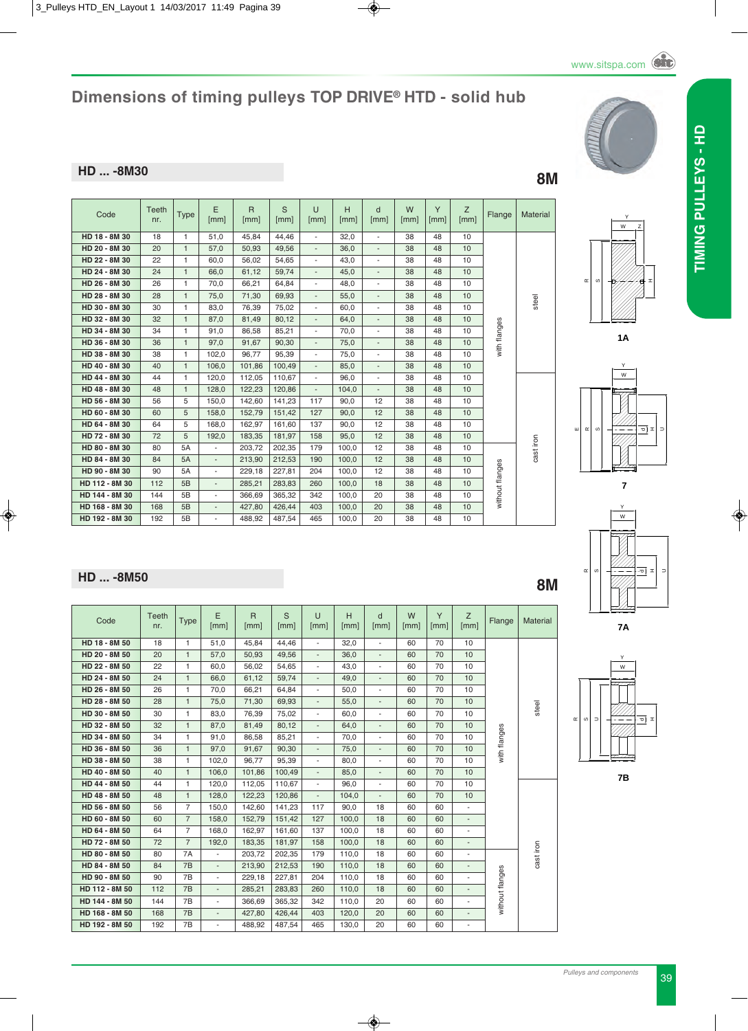# Dimensions of timing pulleys TOP DRIVE® HTD - solid hub

## HD ... -8M30

**8M**

| Code | Teeth nr. | Type | E [mm] | R [mm] | S [mm] | U [mm] | H [mm] | d [mm] | W [mm] | Y [mm] | Z [mm] | Flange | Material |
|---|---|---|---|---|---|---|---|---|---|---|---|---|---|
| **HD 18 - 8M 30** | 18 | 1 | 51,0 | 45,84 | 44,46 | - | 32,0 | - | 38 | 48 | 10 | with flanges | steel |
| **HD 20 - 8M 30** | 20 | 1 | 57,0 | 50,93 | 49,56 | - | 36,0 | - | 38 | 48 | 10 | with flanges | steel |
| **HD 22 - 8M 30** | 22 | 1 | 60,0 | 56,02 | 54,65 | - | 43,0 | - | 38 | 48 | 10 | with flanges | steel |
| **HD 24 - 8M 30** | 24 | 1 | 66,0 | 61,12 | 59,74 | - | 45,0 | - | 38 | 48 | 10 | with flanges | steel |
| **HD 26 - 8M 30** | 26 | 1 | 70,0 | 66,21 | 64,84 | - | 48,0 | - | 38 | 48 | 10 | with flanges | steel |
| **HD 28 - 8M 30** | 28 | 1 | 75,0 | 71,30 | 69,93 | - | 55,0 | - | 38 | 48 | 10 | with flanges | steel |
| **HD 30 - 8M 30** | 30 | 1 | 83,0 | 76,39 | 75,02 | - | 60,0 | - | 38 | 48 | 10 | with flanges | steel |
| **HD 32 - 8M 30** | 32 | 1 | 87,0 | 81,49 | 80,12 | - | 64,0 | - | 38 | 48 | 10 | with flanges | steel |
| **HD 34 - 8M 30** | 34 | 1 | 91,0 | 86,58 | 85,21 | - | 70,0 | - | 38 | 48 | 10 | with flanges | steel |
| **HD 36 - 8M 30** | 36 | 1 | 97,0 | 91,67 | 90,30 | - | 75,0 | - | 38 | 48 | 10 | with flanges | steel |
| **HD 38 - 8M 30** | 38 | 1 | 102,0 | 96,77 | 95,39 | - | 75,0 | - | 38 | 48 | 10 | with flanges | steel |
| **HD 40 - 8M 30** | 40 | 1 | 106,0 | 101,86 | 100,49 | - | 85,0 | - | 38 | 48 | 10 | with flanges | steel |
| **HD 44 - 8M 30** | 44 | 1 | 120,0 | 112,05 | 110,67 | - | 96,0 | - | 38 | 48 | 10 | with flanges | cast iron |
| **HD 48 - 8M 30** | 48 | 1 | 128,0 | 122,23 | 120,86 | - | 104,0 | - | 38 | 48 | 10 | with flanges | cast iron |
| **HD 56 - 8M 30** | 56 | 5 | 150,0 | 142,60 | 141,23 | 117 | 90,0 | 12 | 38 | 48 | 10 | with flanges | cast iron |
| **HD 60 - 8M 30** | 60 | 5 | 158,0 | 152,79 | 151,42 | 127 | 90,0 | 12 | 38 | 48 | 10 | with flanges | cast iron |
| **HD 64 - 8M 30** | 64 | 5 | 168,0 | 162,97 | 161,60 | 137 | 90,0 | 12 | 38 | 48 | 10 | with flanges | cast iron |
| **HD 72 - 8M 30** | 72 | 5 | 192,0 | 183,35 | 181,97 | 158 | 95,0 | 12 | 38 | 48 | 10 | with flanges | cast iron |
| **HD 80 - 8M 30** | 80 | 5A | - | 203,72 | 202,35 | 179 | 100,0 | 12 | 38 | 48 | 10 | without flanges | cast iron |
| **HD 84 - 8M 30** | 84 | 5A | - | 213,90 | 212,53 | 190 | 100,0 | 12 | 38 | 48 | 10 | without flanges | cast iron |
| **HD 90 - 8M 30** | 90 | 5A | - | 229,18 | 227,81 | 204 | 100,0 | 12 | 38 | 48 | 10 | without flanges | cast iron |
| **HD 112 - 8M 30** | 112 | 5B | - | 285,21 | 283,83 | 260 | 100,0 | 18 | 38 | 48 | 10 | without flanges | cast iron |
| **HD 144 - 8M 30** | 144 | 5B | - | 366,69 | 365,32 | 342 | 100,0 | 20 | 38 | 48 | 10 | without flanges | cast iron |
| **HD 168 - 8M 30** | 168 | 5B | - | 427,80 | 426,44 | 403 | 100,0 | 20 | 38 | 48 | 10 | without flanges | cast iron |
| **HD 192 - 8M 30** | 192 | 5B | - | 488,92 | 487,54 | 465 | 100,0 | 20 | 38 | 48 | 10 | without flanges | cast iron |

## HD ... -8M50

**8M**

| Code | Teeth nr. | Type | E [mm] | R [mm] | S [mm] | U [mm] | H [mm] | d [mm] | W [mm] | Y [mm] | Z [mm] | Flange | Material |
|---|---|---|---|---|---|---|---|---|---|---|---|---|---|
| **HD 18 - 8M 50** | 18 | 1 | 51,0 | 45,84 | 44,46 | - | 32,0 | - | 60 | 70 | 10 | with flanges | steel |
| **HD 20 - 8M 50** | 20 | 1 | 57,0 | 50,93 | 49,56 | - | 36,0 | - | 60 | 70 | 10 | with flanges | steel |
| **HD 22 - 8M 50** | 22 | 1 | 60,0 | 56,02 | 54,65 | - | 43,0 | - | 60 | 70 | 10 | with flanges | steel |
| **HD 24 - 8M 50** | 24 | 1 | 66,0 | 61,12 | 59,74 | - | 49,0 | - | 60 | 70 | 10 | with flanges | steel |
| **HD 26 - 8M 50** | 26 | 1 | 70,0 | 66,21 | 64,84 | - | 50,0 | - | 60 | 70 | 10 | with flanges | steel |
| **HD 28 - 8M 50** | 28 | 1 | 75,0 | 71,30 | 69,93 | - | 55,0 | - | 60 | 70 | 10 | with flanges | steel |
| **HD 30 - 8M 50** | 30 | 1 | 83,0 | 76,39 | 75,02 | - | 60,0 | - | 60 | 70 | 10 | with flanges | steel |
| **HD 32 - 8M 50** | 32 | 1 | 87,0 | 81,49 | 80,12 | - | 64,0 | - | 60 | 70 | 10 | with flanges | steel |
| **HD 34 - 8M 50** | 34 | 1 | 91,0 | 86,58 | 85,21 | - | 70,0 | - | 60 | 70 | 10 | with flanges | steel |
| **HD 36 - 8M 50** | 36 | 1 | 97,0 | 91,67 | 90,30 | - | 75,0 | - | 60 | 70 | 10 | with flanges | steel |
| **HD 38 - 8M 50** | 38 | 1 | 102,0 | 96,77 | 95,39 | - | 80,0 | - | 60 | 70 | 10 | with flanges | steel |
| **HD 40 - 8M 50** | 40 | 1 | 106,0 | 101,86 | 100,49 | - | 85,0 | - | 60 | 70 | 10 | with flanges | steel |
| **HD 44 - 8M 50** | 44 | 1 | 120,0 | 112,05 | 110,67 | - | 96,0 | - | 60 | 70 | 10 | with flanges | steel |
| **HD 48 - 8M 50** | 48 | 1 | 128,0 | 122,23 | 120,86 | - | 104,0 | - | 60 | 70 | 10 | with flanges | cast iron |
| **HD 56 - 8M 50** | 56 | 7 | 150,0 | 142,60 | 141,23 | 117 | 90,0 | 18 | 60 | 60 | - | with flanges | cast iron |
| **HD 60 - 8M 50** | 60 | 7 | 158,0 | 152,79 | 151,42 | 127 | 100,0 | 18 | 60 | 60 | - | with flanges | cast iron |
| **HD 64 - 8M 50** | 64 | 7 | 168,0 | 162,97 | 161,60 | 137 | 100,0 | 18 | 60 | 60 | - | with flanges | cast iron |
| **HD 72 - 8M 50** | 72 | 7 | 192,0 | 183,35 | 181,97 | 158 | 100,0 | 18 | 60 | 60 | - | with flanges | cast iron |
| **HD 80 - 8M 50** | 80 | 7A | - | 203,72 | 202,35 | 179 | 110,0 | 18 | 60 | 60 | - | without flanges | cast iron |
| **HD 84 - 8M 50** | 84 | 7B | - | 213,90 | 212,53 | 190 | 110,0 | 18 | 60 | 60 | - | without flanges | cast iron |
| **HD 90 - 8M 50** | 90 | 7B | - | 229,18 | 227,81 | 204 | 110,0 | 18 | 60 | 60 | - | without flanges | cast iron |
| **HD 112 - 8M 50** | 112 | 7B | - | 285,21 | 283,83 | 260 | 110,0 | 18 | 60 | 60 | - | without flanges | cast iron |
| **HD 144 - 8M 50** | 144 | 7B | - | 366,69 | 365,32 | 342 | 110,0 | 20 | 60 | 60 | - | without flanges | cast iron |
| **HD 168 - 8M 50** | 168 | 7B | - | 427,80 | 426,44 | 403 | 120,0 | 20 | 60 | 60 | - | without flanges | cast iron |
| **HD 192 - 8M 50** | 192 | 7B | - | 488,92 | 487,54 | 465 | 130,0 | 20 | 60 | 60 | - | without flanges | cast iron |

1A

7

7A

7B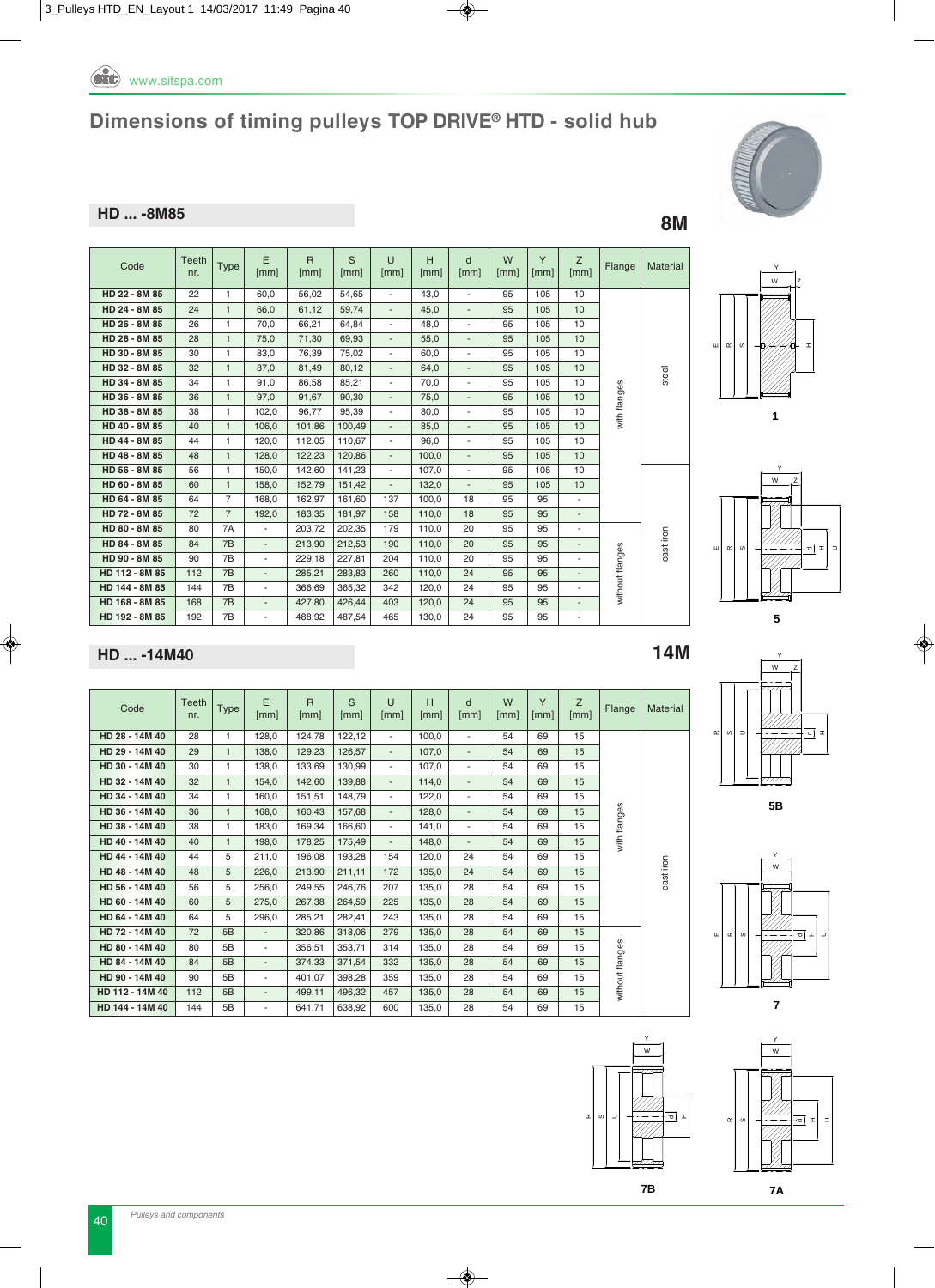www.sitspa.com

# Dimensions of timing pulleys TOP DRIVE® HTD - solid hub

## HD ... -8M85

**8M**

| Code | Teeth nr. | Type | E [mm] | R [mm] | S [mm] | U [mm] | H [mm] | d [mm] | W [mm] | Y [mm] | Z [mm] | Flange | Material |
|---|---|---|---|---|---|---|---|---|---|---|---|---|---|
| HD 22 - 8M 85 | 22 | 1 | 60,0 | 56,02 | 54,65 | - | 43,0 | - | 95 | 105 | 10 | with flanges | steel |
| HD 24 - 8M 85 | 24 | 1 | 66,0 | 61,12 | 59,74 | - | 45,0 | - | 95 | 105 | 10 | with flanges | steel |
| HD 26 - 8M 85 | 26 | 1 | 70,0 | 66,21 | 64,84 | - | 48,0 | - | 95 | 105 | 10 | with flanges | steel |
| HD 28 - 8M 85 | 28 | 1 | 75,0 | 71,30 | 69,93 | - | 55,0 | - | 95 | 105 | 10 | with flanges | steel |
| HD 30 - 8M 85 | 30 | 1 | 83,0 | 76,39 | 75,02 | - | 60,0 | - | 95 | 105 | 10 | with flanges | steel |
| HD 32 - 8M 85 | 32 | 1 | 87,0 | 81,49 | 80,12 | - | 64,0 | - | 95 | 105 | 10 | with flanges | steel |
| HD 34 - 8M 85 | 34 | 1 | 91,0 | 86,58 | 85,21 | - | 70,0 | - | 95 | 105 | 10 | with flanges | steel |
| HD 36 - 8M 85 | 36 | 1 | 97,0 | 91,67 | 90,30 | - | 75,0 | - | 95 | 105 | 10 | with flanges | steel |
| HD 38 - 8M 85 | 38 | 1 | 102,0 | 96,77 | 95,39 | - | 80,0 | - | 95 | 105 | 10 | with flanges | steel |
| HD 40 - 8M 85 | 40 | 1 | 106,0 | 101,86 | 100,49 | - | 85,0 | - | 95 | 105 | 10 | with flanges | steel |
| HD 44 - 8M 85 | 44 | 1 | 120,0 | 112,05 | 110,67 | - | 96,0 | - | 95 | 105 | 10 | with flanges | steel |
| HD 48 - 8M 85 | 48 | 1 | 128,0 | 122,23 | 120,86 | - | 100,0 | - | 95 | 105 | 10 | with flanges | steel |
| HD 56 - 8M 85 | 56 | 1 | 150,0 | 142,60 | 141,23 | - | 107,0 | - | 95 | 105 | 10 | with flanges | cast iron |
| HD 60 - 8M 85 | 60 | 1 | 158,0 | 152,79 | 151,42 | - | 132,0 | - | 95 | 105 | 10 | with flanges | cast iron |
| HD 64 - 8M 85 | 64 | 7 | 168,0 | 162,97 | 161,60 | 137 | 100,0 | 18 | 95 | 95 | - | with flanges | cast iron |
| HD 72 - 8M 85 | 72 | 7 | 192,0 | 183,35 | 181,97 | 158 | 110,0 | 18 | 95 | 95 | - | with flanges | cast iron |
| HD 80 - 8M 85 | 80 | 7A | - | 203,72 | 202,35 | 179 | 110,0 | 20 | 95 | 95 | - | without flanges | cast iron |
| HD 84 - 8M 85 | 84 | 7B | - | 213,90 | 212,53 | 190 | 110,0 | 20 | 95 | 95 | - | without flanges | cast iron |
| HD 90 - 8M 85 | 90 | 7B | - | 229,18 | 227,81 | 204 | 110,0 | 20 | 95 | 95 | - | without flanges | cast iron |
| HD 112 - 8M 85 | 112 | 7B | - | 285,21 | 283,83 | 260 | 110,0 | 24 | 95 | 95 | - | without flanges | cast iron |
| HD 144 - 8M 85 | 144 | 7B | - | 366,69 | 365,32 | 342 | 120,0 | 24 | 95 | 95 | - | without flanges | cast iron |
| HD 168 - 8M 85 | 168 | 7B | - | 427,80 | 426,44 | 403 | 120,0 | 24 | 95 | 95 | - | without flanges | cast iron |
| HD 192 - 8M 85 | 192 | 7B | - | 488,92 | 487,54 | 465 | 130,0 | 24 | 95 | 95 | - | without flanges | cast iron |

## HD ... -14M40

**14M**

| Code | Teeth nr. | Type | E [mm] | R [mm] | S [mm] | U [mm] | H [mm] | d [mm] | W [mm] | Y [mm] | Z [mm] | Flange | Material |
|---|---|---|---|---|---|---|---|---|---|---|---|---|---|
| HD 28 - 14M 40 | 28 | 1 | 128,0 | 124,78 | 122,12 | - | 100,0 | - | 54 | 69 | 15 | with flanges | cast iron |
| HD 29 - 14M 40 | 29 | 1 | 138,0 | 129,23 | 126,57 | - | 107,0 | - | 54 | 69 | 15 | with flanges | cast iron |
| HD 30 - 14M 40 | 30 | 1 | 138,0 | 133,69 | 130,99 | - | 107,0 | - | 54 | 69 | 15 | with flanges | cast iron |
| HD 32 - 14M 40 | 32 | 1 | 154,0 | 142,60 | 139,88 | - | 114,0 | - | 54 | 69 | 15 | with flanges | cast iron |
| HD 34 - 14M 40 | 34 | 1 | 160,0 | 151,51 | 148,79 | - | 122,0 | - | 54 | 69 | 15 | with flanges | cast iron |
| HD 36 - 14M 40 | 36 | 1 | 168,0 | 160,43 | 157,68 | - | 128,0 | - | 54 | 69 | 15 | with flanges | cast iron |
| HD 38 - 14M 40 | 38 | 1 | 183,0 | 169,34 | 166,60 | - | 141,0 | - | 54 | 69 | 15 | with flanges | cast iron |
| HD 40 - 14M 40 | 40 | 1 | 198,0 | 178,25 | 175,49 | - | 148,0 | - | 54 | 69 | 15 | with flanges | cast iron |
| HD 44 - 14M 40 | 44 | 5 | 211,0 | 196,08 | 193,28 | 154 | 120,0 | 24 | 54 | 69 | 15 | with flanges | cast iron |
| HD 48 - 14M 40 | 48 | 5 | 226,0 | 213,90 | 211,11 | 172 | 135,0 | 24 | 54 | 69 | 15 | with flanges | cast iron |
| HD 56 - 14M 40 | 56 | 5 | 256,0 | 249,55 | 246,76 | 207 | 135,0 | 28 | 54 | 69 | 15 | with flanges | cast iron |
| HD 60 - 14M 40 | 60 | 5 | 275,0 | 267,38 | 264,59 | 225 | 135,0 | 28 | 54 | 69 | 15 | with flanges | cast iron |
| HD 64 - 14M 40 | 64 | 5 | 296,0 | 285,21 | 282,41 | 243 | 135,0 | 28 | 54 | 69 | 15 | with flanges | cast iron |
| HD 72 - 14M 40 | 72 | 5B | - | 320,86 | 318,06 | 279 | 135,0 | 28 | 54 | 69 | 15 | without flanges | cast iron |
| HD 80 - 14M 40 | 80 | 5B | - | 356,51 | 353,71 | 314 | 135,0 | 28 | 54 | 69 | 15 | without flanges | cast iron |
| HD 84 - 14M 40 | 84 | 5B | - | 374,33 | 371,54 | 332 | 135,0 | 28 | 54 | 69 | 15 | without flanges | cast iron |
| HD 90 - 14M 40 | 90 | 5B | - | 401,07 | 398,28 | 359 | 135,0 | 28 | 54 | 69 | 15 | without flanges | cast iron |
| HD 112 - 14M 40 | 112 | 5B | - | 499,11 | 496,32 | 457 | 135,0 | 28 | 54 | 69 | 15 | without flanges | cast iron |
| HD 144 - 14M 40 | 144 | 5B | - | 641,71 | 638,92 | 600 | 135,0 | 28 | 54 | 69 | 15 | without flanges | cast iron |

1

5

5B

7

7B

7A

Pulleys and components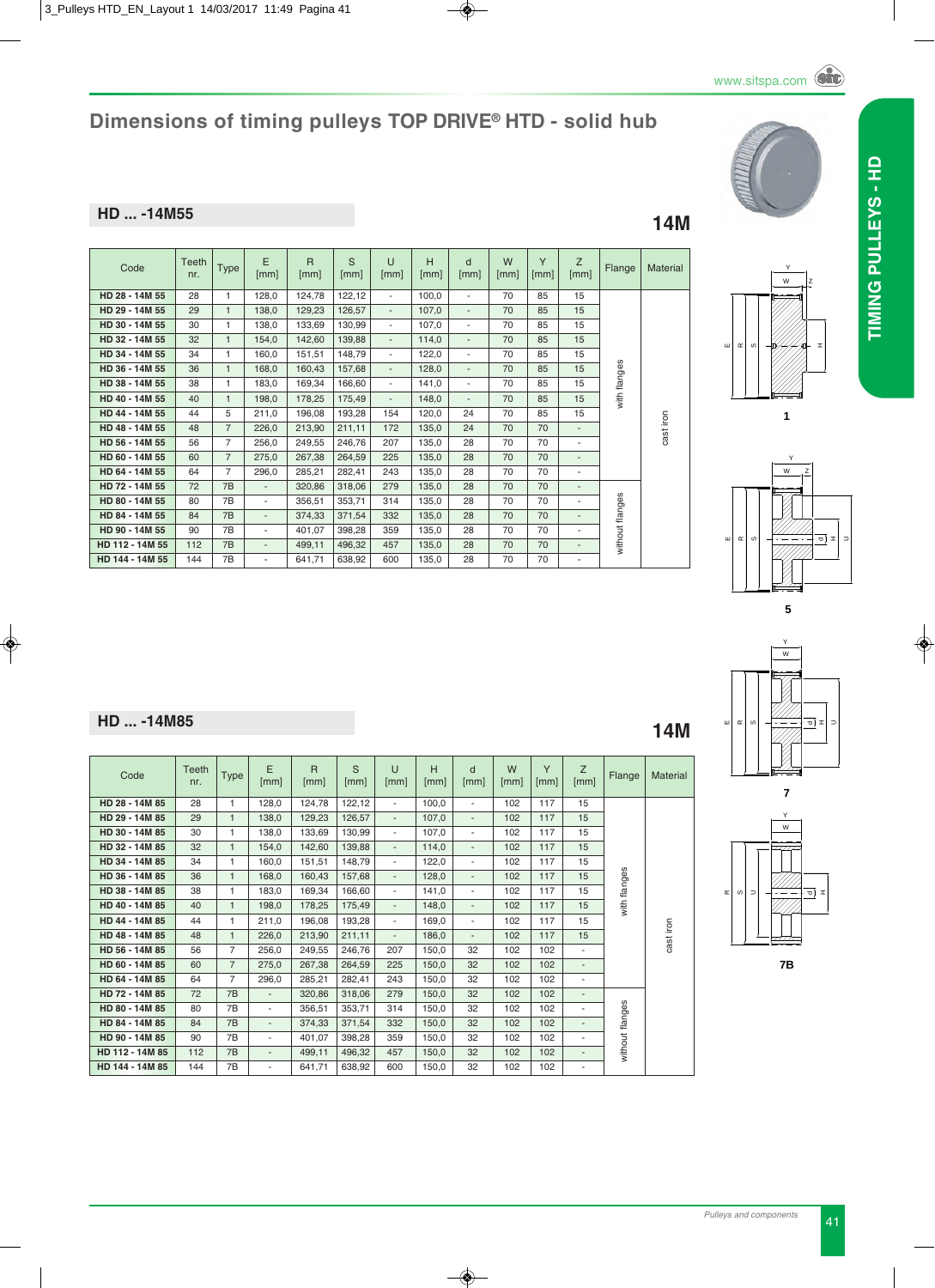# Dimensions of timing pulleys TOP DRIVE® HTD - solid hub

## HD ... -14M55

**14M**

| Code | Teeth nr. | Type | E [mm] | R [mm] | S [mm] | U [mm] | H [mm] | d [mm] | W [mm] | Y [mm] | Z [mm] | Flange | Material |
|---|---|---|---|---|---|---|---|---|---|---|---|---|---|
| HD 28 - 14M 55 | 28 | 1 | 128,0 | 124,78 | 122,12 | - | 100,0 | - | 70 | 85 | 15 | with flanges | cast iron |
| HD 29 - 14M 55 | 29 | 1 | 138,0 | 129,23 | 126,57 | - | 107,0 | - | 70 | 85 | 15 | | |
| HD 30 - 14M 55 | 30 | 1 | 138,0 | 133,69 | 130,99 | - | 107,0 | - | 70 | 85 | 15 | | |
| HD 32 - 14M 55 | 32 | 1 | 154,0 | 142,60 | 139,88 | - | 114,0 | - | 70 | 85 | 15 | | |
| HD 34 - 14M 55 | 34 | 1 | 160,0 | 151,51 | 148,79 | - | 122,0 | - | 70 | 85 | 15 | | |
| HD 36 - 14M 55 | 36 | 1 | 168,0 | 160,43 | 157,68 | - | 128,0 | - | 70 | 85 | 15 | | |
| HD 38 - 14M 55 | 38 | 1 | 183,0 | 169,34 | 166,60 | - | 141,0 | - | 70 | 85 | 15 | | |
| HD 40 - 14M 55 | 40 | 1 | 198,0 | 178,25 | 175,49 | - | 148,0 | - | 70 | 85 | 15 | | |
| HD 44 - 14M 55 | 44 | 5 | 211,0 | 196,08 | 193,28 | 154 | 120,0 | 24 | 70 | 85 | 15 | | |
| HD 48 - 14M 55 | 48 | 7 | 226,0 | 213,90 | 211,11 | 172 | 135,0 | 24 | 70 | 70 | - | | |
| HD 56 - 14M 55 | 56 | 7 | 256,0 | 249,55 | 246,76 | 207 | 135,0 | 28 | 70 | 70 | - | | |
| HD 60 - 14M 55 | 60 | 7 | 275,0 | 267,38 | 264,59 | 225 | 135,0 | 28 | 70 | 70 | - | | |
| HD 64 - 14M 55 | 64 | 7 | 296,0 | 285,21 | 282,41 | 243 | 135,0 | 28 | 70 | 70 | - | | |
| HD 72 - 14M 55 | 72 | 7B | - | 320,86 | 318,06 | 279 | 135,0 | 28 | 70 | 70 | - | without flanges | |
| HD 80 - 14M 55 | 80 | 7B | - | 356,51 | 353,71 | 314 | 135,0 | 28 | 70 | 70 | - | | |
| HD 84 - 14M 55 | 84 | 7B | - | 374,33 | 371,54 | 332 | 135,0 | 28 | 70 | 70 | - | | |
| HD 90 - 14M 55 | 90 | 7B | - | 401,07 | 398,28 | 359 | 135,0 | 28 | 70 | 70 | - | | |
| HD 112 - 14M 55 | 112 | 7B | - | 499,11 | 496,32 | 457 | 135,0 | 28 | 70 | 70 | - | | |
| HD 144 - 14M 55 | 144 | 7B | - | 641,71 | 638,92 | 600 | 135,0 | 28 | 70 | 70 | - | | |

## HD ... -14M85

**14M**

| Code | Teeth nr. | Type | E [mm] | R [mm] | S [mm] | U [mm] | H [mm] | d [mm] | W [mm] | Y [mm] | Z [mm] | Flange | Material |
|---|---|---|---|---|---|---|---|---|---|---|---|---|---|
| HD 28 - 14M 85 | 28 | 1 | 128,0 | 124,78 | 122,12 | - | 100,0 | - | 102 | 117 | 15 | with flanges | cast iron |
| HD 29 - 14M 85 | 29 | 1 | 138,0 | 129,23 | 126,57 | - | 107,0 | - | 102 | 117 | 15 | | |
| HD 30 - 14M 85 | 30 | 1 | 138,0 | 133,69 | 130,99 | - | 107,0 | - | 102 | 117 | 15 | | |
| HD 32 - 14M 85 | 32 | 1 | 154,0 | 142,60 | 139,88 | - | 114,0 | - | 102 | 117 | 15 | | |
| HD 34 - 14M 85 | 34 | 1 | 160,0 | 151,51 | 148,79 | - | 122,0 | - | 102 | 117 | 15 | | |
| HD 36 - 14M 85 | 36 | 1 | 168,0 | 160,43 | 157,68 | - | 128,0 | - | 102 | 117 | 15 | | |
| HD 38 - 14M 85 | 38 | 1 | 183,0 | 169,34 | 166,60 | - | 141,0 | - | 102 | 117 | 15 | | |
| HD 40 - 14M 85 | 40 | 1 | 198,0 | 178,25 | 175,49 | - | 148,0 | - | 102 | 117 | 15 | | |
| HD 44 - 14M 85 | 44 | 1 | 211,0 | 196,08 | 193,28 | - | 169,0 | - | 102 | 117 | 15 | | |
| HD 48 - 14M 85 | 48 | 1 | 226,0 | 213,90 | 211,11 | - | 186,0 | - | 102 | 117 | 15 | | |
| HD 56 - 14M 85 | 56 | 7 | 256,0 | 249,55 | 246,76 | 207 | 150,0 | 32 | 102 | 102 | - | | |
| HD 60 - 14M 85 | 60 | 7 | 275,0 | 267,38 | 264,59 | 225 | 150,0 | 32 | 102 | 102 | - | | |
| HD 64 - 14M 85 | 64 | 7 | 296,0 | 285,21 | 282,41 | 243 | 150,0 | 32 | 102 | 102 | - | | |
| HD 72 - 14M 85 | 72 | 7B | - | 320,86 | 318,06 | 279 | 150,0 | 32 | 102 | 102 | - | without flanges | |
| HD 80 - 14M 85 | 80 | 7B | - | 356,51 | 353,71 | 314 | 150,0 | 32 | 102 | 102 | - | | |
| HD 84 - 14M 85 | 84 | 7B | - | 374,33 | 371,54 | 332 | 150,0 | 32 | 102 | 102 | - | | |
| HD 90 - 14M 85 | 90 | 7B | - | 401,07 | 398,28 | 359 | 150,0 | 32 | 102 | 102 | - | | |
| HD 112 - 14M 85 | 112 | 7B | - | 499,11 | 496,32 | 457 | 150,0 | 32 | 102 | 102 | - | | |
| HD 144 - 14M 85 | 144 | 7B | - | 641,71 | 638,92 | 600 | 150,0 | 32 | 102 | 102 | - | | |

1

5

7

7B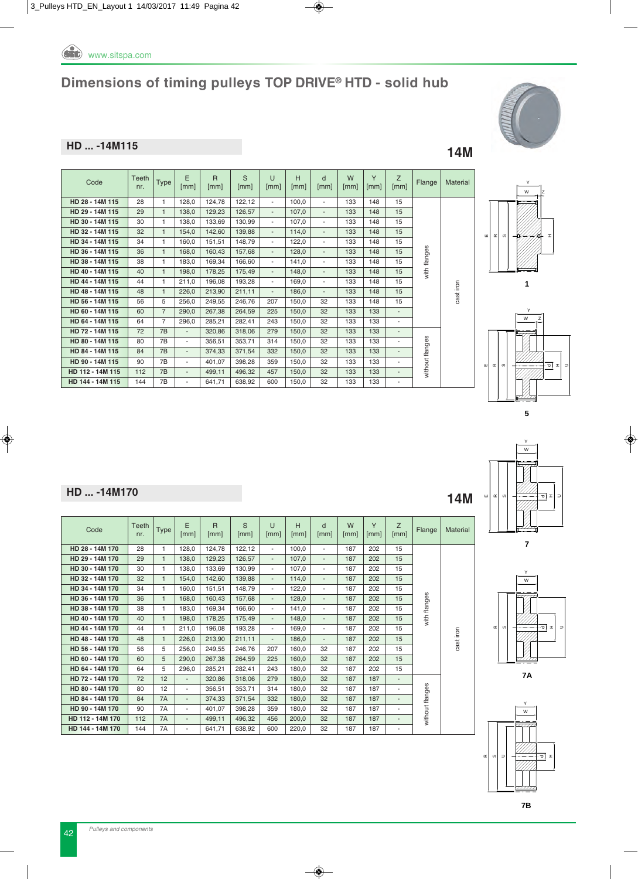# Dimensions of timing pulleys TOP DRIVE® HTD - solid hub

## HD ... -14M115

**14M**

| Code | Teeth nr. | Type | E [mm] | R [mm] | S [mm] | U [mm] | H [mm] | d [mm] | W [mm] | Y [mm] | Z [mm] | Flange | Material |
|---|---|---|---|---|---|---|---|---|---|---|---|---|---|
| HD 28 - 14M 115 | 28 | 1 | 128,0 | 124,78 | 122,12 | - | 100,0 | - | 133 | 148 | 15 | with flanges | cast iron |
| HD 29 - 14M 115 | 29 | 1 | 138,0 | 129,23 | 126,57 | - | 107,0 | - | 133 | 148 | 15 | | |
| HD 30 - 14M 115 | 30 | 1 | 138,0 | 133,69 | 130,99 | - | 107,0 | - | 133 | 148 | 15 | | |
| HD 32 - 14M 115 | 32 | 1 | 154,0 | 142,60 | 139,88 | - | 114,0 | - | 133 | 148 | 15 | | |
| HD 34 - 14M 115 | 34 | 1 | 160,0 | 151,51 | 148,79 | - | 122,0 | - | 133 | 148 | 15 | | |
| HD 36 - 14M 115 | 36 | 1 | 168,0 | 160,43 | 157,68 | - | 128,0 | - | 133 | 148 | 15 | | |
| HD 38 - 14M 115 | 38 | 1 | 183,0 | 169,34 | 166,60 | - | 141,0 | - | 133 | 148 | 15 | | |
| HD 40 - 14M 115 | 40 | 1 | 198,0 | 178,25 | 175,49 | - | 148,0 | - | 133 | 148 | 15 | | |
| HD 44 - 14M 115 | 44 | 1 | 211,0 | 196,08 | 193,28 | - | 169,0 | - | 133 | 148 | 15 | | |
| HD 48 - 14M 115 | 48 | 1 | 226,0 | 213,90 | 211,11 | - | 186,0 | - | 133 | 148 | 15 | | |
| HD 56 - 14M 115 | 56 | 5 | 256,0 | 249,55 | 246,76 | 207 | 150,0 | 32 | 133 | 148 | 15 | | |
| HD 60 - 14M 115 | 60 | 7 | 290,0 | 267,38 | 264,59 | 225 | 150,0 | 32 | 133 | 133 | - | | |
| HD 64 - 14M 115 | 64 | 7 | 296,0 | 285,21 | 282,41 | 243 | 150,0 | 32 | 133 | 133 | - | | |
| HD 72 - 14M 115 | 72 | 7B | - | 320,86 | 318,06 | 279 | 150,0 | 32 | 133 | 133 | - | without flanges | |
| HD 80 - 14M 115 | 80 | 7B | - | 356,51 | 353,71 | 314 | 150,0 | 32 | 133 | 133 | - | | |
| HD 84 - 14M 115 | 84 | 7B | - | 374,33 | 371,54 | 332 | 150,0 | 32 | 133 | 133 | - | | |
| HD 90 - 14M 115 | 90 | 7B | - | 401,07 | 398,28 | 359 | 150,0 | 32 | 133 | 133 | - | | |
| HD 112 - 14M 115 | 112 | 7B | - | 499,11 | 496,32 | 457 | 150,0 | 32 | 133 | 133 | - | | |
| HD 144 - 14M 115 | 144 | 7B | - | 641,71 | 638,92 | 600 | 150,0 | 32 | 133 | 133 | - | | |

## HD ... -14M170

**14M**

| Code | Teeth nr. | Type | E [mm] | R [mm] | S [mm] | U [mm] | H [mm] | d [mm] | W [mm] | Y [mm] | Z [mm] | Flange | Material |
|---|---|---|---|---|---|---|---|---|---|---|---|---|---|
| HD 28 - 14M 170 | 28 | 1 | 128,0 | 124,78 | 122,12 | - | 100,0 | - | 187 | 202 | 15 | with flanges | cast iron |
| HD 29 - 14M 170 | 29 | 1 | 138,0 | 129,23 | 126,57 | - | 107,0 | - | 187 | 202 | 15 | | |
| HD 30 - 14M 170 | 30 | 1 | 138,0 | 133,69 | 130,99 | - | 107,0 | - | 187 | 202 | 15 | | |
| HD 32 - 14M 170 | 32 | 1 | 154,0 | 142,60 | 139,88 | - | 114,0 | - | 187 | 202 | 15 | | |
| HD 34 - 14M 170 | 34 | 1 | 160,0 | 151,51 | 148,79 | - | 122,0 | - | 187 | 202 | 15 | | |
| HD 36 - 14M 170 | 36 | 1 | 168,0 | 160,43 | 157,68 | - | 128,0 | - | 187 | 202 | 15 | | |
| HD 38 - 14M 170 | 38 | 1 | 183,0 | 169,34 | 166,60 | - | 141,0 | - | 187 | 202 | 15 | | |
| HD 40 - 14M 170 | 40 | 1 | 198,0 | 178,25 | 175,49 | - | 148,0 | - | 187 | 202 | 15 | | |
| HD 44 - 14M 170 | 44 | 1 | 211,0 | 196,08 | 193,28 | - | 169,0 | - | 187 | 202 | 15 | | |
| HD 48 - 14M 170 | 48 | 1 | 226,0 | 213,90 | 211,11 | - | 186,0 | - | 187 | 202 | 15 | | |
| HD 56 - 14M 170 | 56 | 5 | 256,0 | 249,55 | 246,76 | 207 | 160,0 | 32 | 187 | 202 | 15 | | |
| HD 60 - 14M 170 | 60 | 5 | 290,0 | 267,38 | 264,59 | 225 | 160,0 | 32 | 187 | 202 | 15 | | |
| HD 64 - 14M 170 | 64 | 5 | 296,0 | 285,21 | 282,41 | 243 | 180,0 | 32 | 187 | 202 | 15 | | |
| HD 72 - 14M 170 | 72 | 12 | - | 320,86 | 318,06 | 279 | 180,0 | 32 | 187 | 187 | - | without flanges | |
| HD 80 - 14M 170 | 80 | 12 | - | 356,51 | 353,71 | 314 | 180,0 | 32 | 187 | 187 | - | | |
| HD 84 - 14M 170 | 84 | 7A | - | 374,33 | 371,54 | 332 | 180,0 | 32 | 187 | 187 | - | | |
| HD 90 - 14M 170 | 90 | 7A | - | 401,07 | 398,28 | 359 | 180,0 | 32 | 187 | 187 | - | | |
| HD 112 - 14M 170 | 112 | 7A | - | 499,11 | 496,32 | 456 | 200,0 | 32 | 187 | 187 | - | | |
| HD 144 - 14M 170 | 144 | 7A | - | 641,71 | 638,92 | 600 | 220,0 | 32 | 187 | 187 | - | | |

1

5

7

7A

7B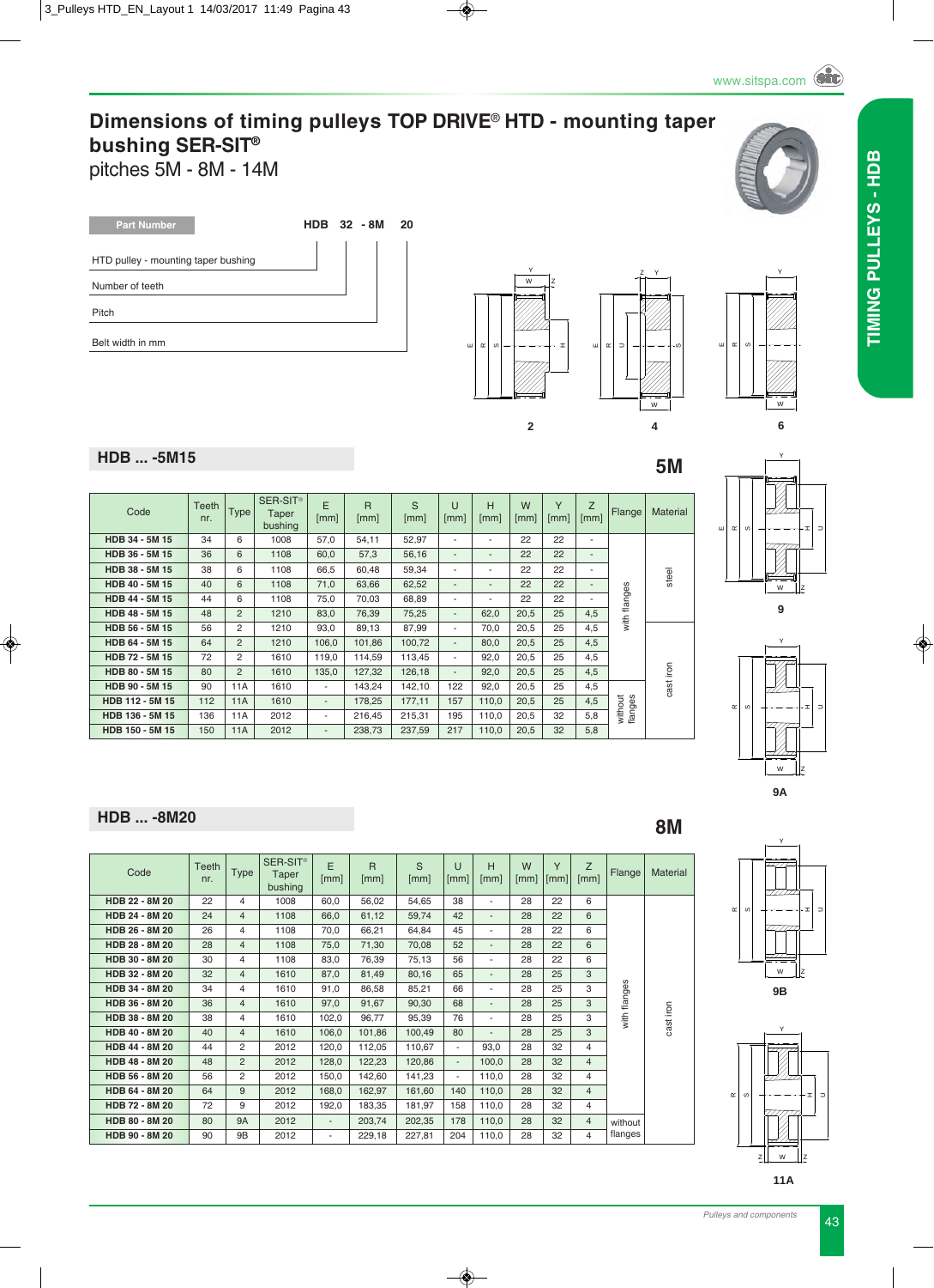# Dimensions of timing pulleys TOP DRIVE® HTD - mounting taper bushing SER-SIT®

pitches 5M - 8M - 14M

**Part Number** HDB 32 - 8M 20

- HTD pulley - mounting taper bushing
- Number of teeth
- Pitch
- Belt width in mm

2 4 6

9 9A 9B 11A

## HDB ... -5M15

**5M**

| Code | Teeth nr. | Type | SER-SIT® Taper bushing | E [mm] | R [mm] | S [mm] | U [mm] | H [mm] | W [mm] | Y [mm] | Z [mm] | Flange | Material |
|---|---|---|---|---|---|---|---|---|---|---|---|---|---|
| HDB 34 - 5M 15 | 34 | 6 | 1008 | 57,0 | 54,11 | 52,97 | - | - | 22 | 22 | - | with flanges | steel |
| HDB 36 - 5M 15 | 36 | 6 | 1108 | 60,0 | 57,3 | 56,16 | - | - | 22 | 22 | - | with flanges | steel |
| HDB 38 - 5M 15 | 38 | 6 | 1108 | 66,5 | 60,48 | 59,34 | - | - | 22 | 22 | - | with flanges | steel |
| HDB 40 - 5M 15 | 40 | 6 | 1108 | 71,0 | 63,66 | 62,52 | - | - | 22 | 22 | - | with flanges | steel |
| HDB 44 - 5M 15 | 44 | 6 | 1108 | 75,0 | 70,03 | 68,89 | - | - | 22 | 22 | - | with flanges | steel |
| HDB 48 - 5M 15 | 48 | 2 | 1210 | 83,0 | 76,39 | 75,25 | - | 62,0 | 20,5 | 25 | 4,5 | with flanges | steel |
| HDB 56 - 5M 15 | 56 | 2 | 1210 | 93,0 | 89,13 | 87,99 | - | 70,0 | 20,5 | 25 | 4,5 | with flanges | cast iron |
| HDB 64 - 5M 15 | 64 | 2 | 1210 | 106,0 | 101,86 | 100,72 | - | 80,0 | 20,5 | 25 | 4,5 | with flanges | cast iron |
| HDB 72 - 5M 15 | 72 | 2 | 1610 | 119,0 | 114,59 | 113,45 | - | 92,0 | 20,5 | 25 | 4,5 | with flanges | cast iron |
| HDB 80 - 5M 15 | 80 | 2 | 1610 | 135,0 | 127,32 | 126,18 | - | 92,0 | 20,5 | 25 | 4,5 | with flanges | cast iron |
| HDB 90 - 5M 15 | 90 | 11A | 1610 | - | 143,24 | 142,10 | 122 | 92,0 | 20,5 | 25 | 4,5 | with flanges | cast iron |
| HDB 112 - 5M 15 | 112 | 11A | 1610 | - | 178,25 | 177,11 | 157 | 110,0 | 20,5 | 25 | 4,5 | without flanges | cast iron |
| HDB 136 - 5M 15 | 136 | 11A | 2012 | - | 216,45 | 215,31 | 195 | 110,0 | 20,5 | 32 | 5,8 | without flanges | cast iron |
| HDB 150 - 5M 15 | 150 | 11A | 2012 | - | 238,73 | 237,59 | 217 | 110,0 | 20,5 | 32 | 5,8 | without flanges | cast iron |

## HDB ... -8M20

**8M**

| Code | Teeth nr. | Type | SER-SIT® Taper bushing | E [mm] | R [mm] | S [mm] | U [mm] | H [mm] | W [mm] | Y [mm] | Z [mm] | Flange | Material |
|---|---|---|---|---|---|---|---|---|---|---|---|---|---|
| HDB 22 - 8M 20 | 22 | 4 | 1008 | 60,0 | 56,02 | 54,65 | 38 | - | 28 | 22 | 6 | with flanges | cast iron |
| HDB 24 - 8M 20 | 24 | 4 | 1108 | 66,0 | 61,12 | 59,74 | 42 | - | 28 | 22 | 6 | with flanges | cast iron |
| HDB 26 - 8M 20 | 26 | 4 | 1108 | 70,0 | 66,21 | 64,84 | 45 | - | 28 | 22 | 6 | with flanges | cast iron |
| HDB 28 - 8M 20 | 28 | 4 | 1108 | 75,0 | 71,30 | 70,08 | 52 | - | 28 | 22 | 6 | with flanges | cast iron |
| HDB 30 - 8M 20 | 30 | 4 | 1108 | 83,0 | 76,39 | 75,13 | 56 | - | 28 | 22 | 6 | with flanges | cast iron |
| HDB 32 - 8M 20 | 32 | 4 | 1610 | 87,0 | 81,49 | 80,16 | 65 | - | 28 | 25 | 3 | with flanges | cast iron |
| HDB 34 - 8M 20 | 34 | 4 | 1610 | 91,0 | 86,58 | 85,21 | 66 | - | 28 | 25 | 3 | with flanges | cast iron |
| HDB 36 - 8M 20 | 36 | 4 | 1610 | 97,0 | 91,67 | 90,30 | 68 | - | 28 | 25 | 3 | with flanges | cast iron |
| HDB 38 - 8M 20 | 38 | 4 | 1610 | 102,0 | 96,77 | 95,39 | 76 | - | 28 | 25 | 3 | with flanges | cast iron |
| HDB 40 - 8M 20 | 40 | 4 | 1610 | 106,0 | 101,86 | 100,49 | 80 | - | 28 | 25 | 3 | with flanges | cast iron |
| HDB 44 - 8M 20 | 44 | 2 | 2012 | 120,0 | 112,05 | 110,67 | - | 93,0 | 28 | 32 | 4 | with flanges | cast iron |
| HDB 48 - 8M 20 | 48 | 2 | 2012 | 128,0 | 122,23 | 120,86 | - | 100,0 | 28 | 32 | 4 | with flanges | cast iron |
| HDB 56 - 8M 20 | 56 | 2 | 2012 | 150,0 | 142,60 | 141,23 | - | 110,0 | 28 | 32 | 4 | with flanges | cast iron |
| HDB 64 - 8M 20 | 64 | 9 | 2012 | 168,0 | 162,97 | 161,60 | 140 | 110,0 | 28 | 32 | 4 | with flanges | cast iron |
| HDB 72 - 8M 20 | 72 | 9 | 2012 | 192,0 | 183,35 | 181,97 | 158 | 110,0 | 28 | 32 | 4 | with flanges | cast iron |
| HDB 80 - 8M 20 | 80 | 9A | 2012 | - | 203,74 | 202,35 | 178 | 110,0 | 28 | 32 | 4 | without flanges | cast iron |
| HDB 90 - 8M 20 | 90 | 9B | 2012 | - | 229,18 | 227,81 | 204 | 110,0 | 28 | 32 | 4 | without flanges | cast iron |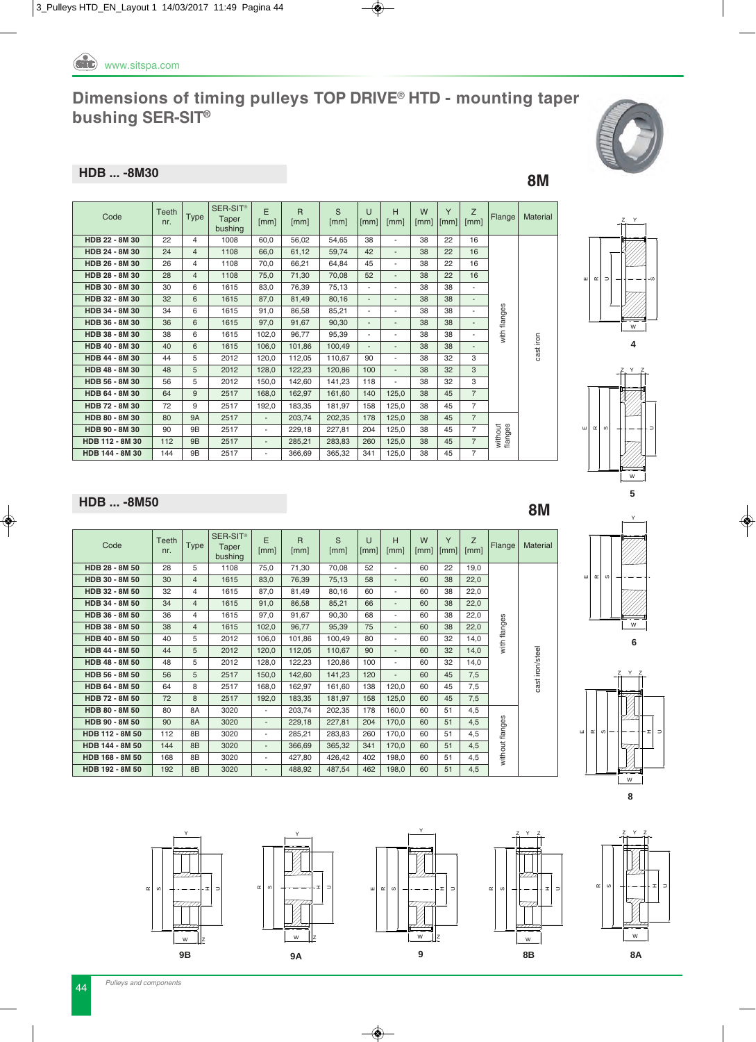# Dimensions of timing pulleys TOP DRIVE® HTD - mounting taper bushing SER-SIT®

## HDB ... -8M30

**8M**

| Code | Teeth nr. | Type | SER-SIT® Taper bushing | E [mm] | R [mm] | S [mm] | U [mm] | H [mm] | W [mm] | Y [mm] | Z [mm] | Flange | Material |
|---|---|---|---|---|---|---|---|---|---|---|---|---|---|
| HDB 22 - 8M 30 | 22 | 4 | 1008 | 60,0 | 56,02 | 54,65 | 38 | - | 38 | 22 | 16 | with flanges | cast iron |
| HDB 24 - 8M 30 | 24 | 4 | 1108 | 66,0 | 61,12 | 59,74 | 42 | - | 38 | 22 | 16 | | |
| HDB 26 - 8M 30 | 26 | 4 | 1108 | 70,0 | 66,21 | 64,84 | 45 | - | 38 | 22 | 16 | | |
| HDB 28 - 8M 30 | 28 | 4 | 1108 | 75,0 | 71,30 | 70,08 | 52 | - | 38 | 22 | 16 | | |
| HDB 30 - 8M 30 | 30 | 6 | 1615 | 83,0 | 76,39 | 75,13 | - | - | 38 | 38 | - | | |
| HDB 32 - 8M 30 | 32 | 6 | 1615 | 87,0 | 81,49 | 80,16 | - | - | 38 | 38 | - | | |
| HDB 34 - 8M 30 | 34 | 6 | 1615 | 91,0 | 86,58 | 85,21 | - | - | 38 | 38 | - | | |
| HDB 36 - 8M 30 | 36 | 6 | 1615 | 97,0 | 91,67 | 90,30 | - | - | 38 | 38 | - | | |
| HDB 38 - 8M 30 | 38 | 6 | 1615 | 102,0 | 96,77 | 95,39 | - | - | 38 | 38 | - | | |
| HDB 40 - 8M 30 | 40 | 6 | 1615 | 106,0 | 101,86 | 100,49 | - | - | 38 | 38 | - | | |
| HDB 44 - 8M 30 | 44 | 5 | 2012 | 120,0 | 112,05 | 110,67 | 90 | - | 38 | 32 | 3 | | |
| HDB 48 - 8M 30 | 48 | 5 | 2012 | 128,0 | 122,23 | 120,86 | 100 | - | 38 | 32 | 3 | | |
| HDB 56 - 8M 30 | 56 | 5 | 2012 | 150,0 | 142,60 | 141,23 | 118 | - | 38 | 32 | 3 | | |
| HDB 64 - 8M 30 | 64 | 9 | 2517 | 168,0 | 162,97 | 161,60 | 140 | 125,0 | 38 | 45 | 7 | | |
| HDB 72 - 8M 30 | 72 | 9 | 2517 | 192,0 | 183,35 | 181,97 | 158 | 125,0 | 38 | 45 | 7 | | |
| HDB 80 - 8M 30 | 80 | 9A | 2517 | - | 203,74 | 202,35 | 178 | 125,0 | 38 | 45 | 7 | without flanges | |
| HDB 90 - 8M 30 | 90 | 9B | 2517 | - | 229,18 | 227,81 | 204 | 125,0 | 38 | 45 | 7 | | |
| HDB 112 - 8M 30 | 112 | 9B | 2517 | - | 285,21 | 283,83 | 260 | 125,0 | 38 | 45 | 7 | | |
| HDB 144 - 8M 30 | 144 | 9B | 2517 | - | 366,69 | 365,32 | 341 | 125,0 | 38 | 45 | 7 | | |

## HDB ... -8M50

**8M**

| Code | Teeth nr. | Type | SER-SIT® Taper bushing | E [mm] | R [mm] | S [mm] | U [mm] | H [mm] | W [mm] | Y [mm] | Z [mm] | Flange | Material |
|---|---|---|---|---|---|---|---|---|---|---|---|---|---|
| HDB 28 - 8M 50 | 28 | 5 | 1108 | 75,0 | 71,30 | 70,08 | 52 | - | 60 | 22 | 19,0 | with flanges | cast iron/steel |
| HDB 30 - 8M 50 | 30 | 4 | 1615 | 83,0 | 76,39 | 75,13 | 58 | - | 60 | 38 | 22,0 | | |
| HDB 32 - 8M 50 | 32 | 4 | 1615 | 87,0 | 81,49 | 80,16 | 60 | - | 60 | 38 | 22,0 | | |
| HDB 34 - 8M 50 | 34 | 4 | 1615 | 91,0 | 86,58 | 85,21 | 66 | - | 60 | 38 | 22,0 | | |
| HDB 36 - 8M 50 | 36 | 4 | 1615 | 97,0 | 91,67 | 90,30 | 68 | - | 60 | 38 | 22,0 | | |
| HDB 38 - 8M 50 | 38 | 4 | 1615 | 102,0 | 96,77 | 95,39 | 75 | - | 60 | 38 | 22,0 | | |
| HDB 40 - 8M 50 | 40 | 5 | 2012 | 106,0 | 101,86 | 100,49 | 80 | - | 60 | 32 | 14,0 | | |
| HDB 44 - 8M 50 | 44 | 5 | 2012 | 120,0 | 112,05 | 110,67 | 90 | - | 60 | 32 | 14,0 | | |
| HDB 48 - 8M 50 | 48 | 5 | 2012 | 128,0 | 122,23 | 120,86 | 100 | - | 60 | 32 | 14,0 | | |
| HDB 56 - 8M 50 | 56 | 5 | 2517 | 150,0 | 142,60 | 141,23 | 120 | - | 60 | 45 | 7,5 | | |
| HDB 64 - 8M 50 | 64 | 8 | 2517 | 168,0 | 162,97 | 161,60 | 138 | 120,0 | 60 | 45 | 7,5 | | |
| HDB 72 - 8M 50 | 72 | 8 | 2517 | 192,0 | 183,35 | 181,97 | 158 | 125,0 | 60 | 45 | 7,5 | | |
| HDB 80 - 8M 50 | 80 | 8A | 3020 | - | 203,74 | 202,35 | 178 | 160,0 | 60 | 51 | 4,5 | without flanges | |
| HDB 90 - 8M 50 | 90 | 8A | 3020 | - | 229,18 | 227,81 | 204 | 170,0 | 60 | 51 | 4,5 | | |
| HDB 112 - 8M 50 | 112 | 8B | 3020 | - | 285,21 | 283,83 | 260 | 170,0 | 60 | 51 | 4,5 | | |
| HDB 144 - 8M 50 | 144 | 8B | 3020 | - | 366,69 | 365,32 | 341 | 170,0 | 60 | 51 | 4,5 | | |
| HDB 168 - 8M 50 | 168 | 8B | 3020 | - | 427,80 | 426,42 | 402 | 198,0 | 60 | 51 | 4,5 | | |
| HDB 192 - 8M 50 | 192 | 8B | 3020 | - | 488,92 | 487,54 | 462 | 198,0 | 60 | 51 | 4,5 | | |

4

5

6

8

9B

9A

9

8B

8A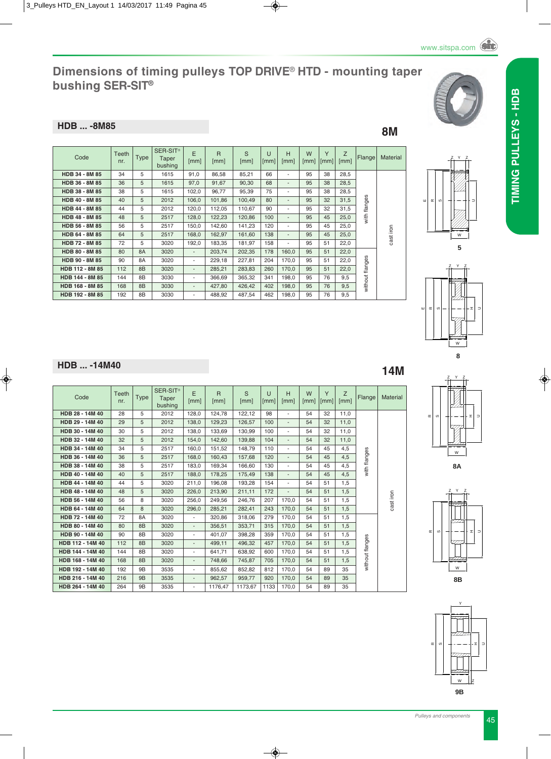# Dimensions of timing pulleys TOP DRIVE® HTD - mounting taper bushing SER-SIT®

## HDB ... -8M85

**8M**

| Code | Teeth nr. | Type | SER-SIT® Taper bushing | E [mm] | R [mm] | S [mm] | U [mm] | H [mm] | W [mm] | Y [mm] | Z [mm] | Flange | Material |
|---|---|---|---|---|---|---|---|---|---|---|---|---|---|
| **HDB 34 - 8M 85** | 34 | 5 | 1615 | 91,0 | 86,58 | 85,21 | 66 | - | 95 | 38 | 28,5 | with flanges | cast iron |
| **HDB 36 - 8M 85** | 36 | 5 | 1615 | 97,0 | 91,67 | 90,30 | 68 | - | 95 | 38 | 28,5 | with flanges | cast iron |
| **HDB 38 - 8M 85** | 38 | 5 | 1615 | 102,0 | 96,77 | 95,39 | 75 | - | 95 | 38 | 28,5 | with flanges | cast iron |
| **HDB 40 - 8M 85** | 40 | 5 | 2012 | 106,0 | 101,86 | 100,49 | 80 | - | 95 | 32 | 31,5 | with flanges | cast iron |
| **HDB 44 - 8M 85** | 44 | 5 | 2012 | 120,0 | 112,05 | 110,67 | 90 | - | 95 | 32 | 31,5 | with flanges | cast iron |
| **HDB 48 - 8M 85** | 48 | 5 | 2517 | 128,0 | 122,23 | 120,86 | 100 | - | 95 | 45 | 25,0 | with flanges | cast iron |
| **HDB 56 - 8M 85** | 56 | 5 | 2517 | 150,0 | 142,60 | 141,23 | 120 | - | 95 | 45 | 25,0 | with flanges | cast iron |
| **HDB 64 - 8M 85** | 64 | 5 | 2517 | 168,0 | 162,97 | 161,60 | 138 | - | 95 | 45 | 25,0 | with flanges | cast iron |
| **HDB 72 - 8M 85** | 72 | 5 | 3020 | 192,0 | 183,35 | 181,97 | 158 | - | 95 | 51 | 22,0 | with flanges | cast iron |
| **HDB 80 - 8M 85** | 80 | 8A | 3020 | - | 203,74 | 202,35 | 178 | 160,0 | 95 | 51 | 22,0 | without flanges | cast iron |
| **HDB 90 - 8M 85** | 90 | 8A | 3020 | - | 229,18 | 227,81 | 204 | 170,0 | 95 | 51 | 22,0 | without flanges | cast iron |
| **HDB 112 - 8M 85** | 112 | 8B | 3020 | - | 285,21 | 283,83 | 260 | 170,0 | 95 | 51 | 22,0 | without flanges | cast iron |
| **HDB 144 - 8M 85** | 144 | 8B | 3030 | - | 366,69 | 365,32 | 341 | 198,0 | 95 | 76 | 9,5 | without flanges | cast iron |
| **HDB 168 - 8M 85** | 168 | 8B | 3030 | - | 427,80 | 426,42 | 402 | 198,0 | 95 | 76 | 9,5 | without flanges | cast iron |
| **HDB 192 - 8M 85** | 192 | 8B | 3030 | - | 488,92 | 487,54 | 462 | 198,0 | 95 | 76 | 9,5 | without flanges | cast iron |

## HDB ... -14M40

**14M**

| Code | Teeth nr. | Type | SER-SIT® Taper bushing | E [mm] | R [mm] | S [mm] | U [mm] | H [mm] | W [mm] | Y [mm] | Z [mm] | Flange | Material |
|---|---|---|---|---|---|---|---|---|---|---|---|---|---|
| **HDB 28 - 14M 40** | 28 | 5 | 2012 | 128,0 | 124,78 | 122,12 | 98 | - | 54 | 32 | 11,0 | with flanges | cast iron |
| **HDB 29 - 14M 40** | 29 | 5 | 2012 | 138,0 | 129,23 | 126,57 | 100 | - | 54 | 32 | 11,0 | with flanges | cast iron |
| **HDB 30 - 14M 40** | 30 | 5 | 2012 | 138,0 | 133,69 | 130,99 | 100 | - | 54 | 32 | 11,0 | with flanges | cast iron |
| **HDB 32 - 14M 40** | 32 | 5 | 2012 | 154,0 | 142,60 | 139,88 | 104 | - | 54 | 32 | 11,0 | with flanges | cast iron |
| **HDB 34 - 14M 40** | 34 | 5 | 2517 | 160,0 | 151,52 | 148,79 | 110 | - | 54 | 45 | 4,5 | with flanges | cast iron |
| **HDB 36 - 14M 40** | 36 | 5 | 2517 | 168,0 | 160,43 | 157,68 | 120 | - | 54 | 45 | 4,5 | with flanges | cast iron |
| **HDB 38 - 14M 40** | 38 | 5 | 2517 | 183,0 | 169,34 | 166,60 | 130 | - | 54 | 45 | 4,5 | with flanges | cast iron |
| **HDB 40 - 14M 40** | 40 | 5 | 2517 | 188,0 | 178,25 | 175,49 | 138 | - | 54 | 45 | 4,5 | with flanges | cast iron |
| **HDB 44 - 14M 40** | 44 | 5 | 3020 | 211,0 | 196,08 | 193,28 | 154 | - | 54 | 51 | 1,5 | with flanges | cast iron |
| **HDB 48 - 14M 40** | 48 | 5 | 3020 | 226,0 | 213,90 | 211,11 | 172 | - | 54 | 51 | 1,5 | with flanges | cast iron |
| **HDB 56 - 14M 40** | 56 | 8 | 3020 | 256,0 | 249,56 | 246,76 | 207 | 170,0 | 54 | 51 | 1,5 | with flanges | cast iron |
| **HDB 64 - 14M 40** | 64 | 8 | 3020 | 296,0 | 285,21 | 282,41 | 243 | 170,0 | 54 | 51 | 1,5 | with flanges | cast iron |
| **HDB 72 - 14M 40** | 72 | 8A | 3020 | - | 320,86 | 318,06 | 279 | 170,0 | 54 | 51 | 1,5 | without flanges | cast iron |
| **HDB 80 - 14M 40** | 80 | 8B | 3020 | - | 356,51 | 353,71 | 315 | 170,0 | 54 | 51 | 1,5 | without flanges | cast iron |
| **HDB 90 - 14M 40** | 90 | 8B | 3020 | - | 401,07 | 398,28 | 359 | 170,0 | 54 | 51 | 1,5 | without flanges | cast iron |
| **HDB 112 - 14M 40** | 112 | 8B | 3020 | - | 499,11 | 496,32 | 457 | 170,0 | 54 | 51 | 1,5 | without flanges | cast iron |
| **HDB 144 - 14M 40** | 144 | 8B | 3020 | - | 641,71 | 638,92 | 600 | 170,0 | 54 | 51 | 1,5 | without flanges | cast iron |
| **HDB 168 - 14M 40** | 168 | 8B | 3020 | - | 748,66 | 745,87 | 705 | 170,0 | 54 | 51 | 1,5 | without flanges | cast iron |
| **HDB 192 - 14M 40** | 192 | 9B | 3535 | - | 855,62 | 852,82 | 812 | 170,0 | 54 | 89 | 35 | without flanges | cast iron |
| **HDB 216 - 14M 40** | 216 | 9B | 3535 | - | 962,57 | 959,77 | 920 | 170,0 | 54 | 89 | 35 | without flanges | cast iron |
| **HDB 264 - 14M 40** | 264 | 9B | 3535 | - | 1176,47 | 1173,67 | 1133 | 170,0 | 54 | 89 | 35 | without flanges | cast iron |

5

8

8A

8B

9B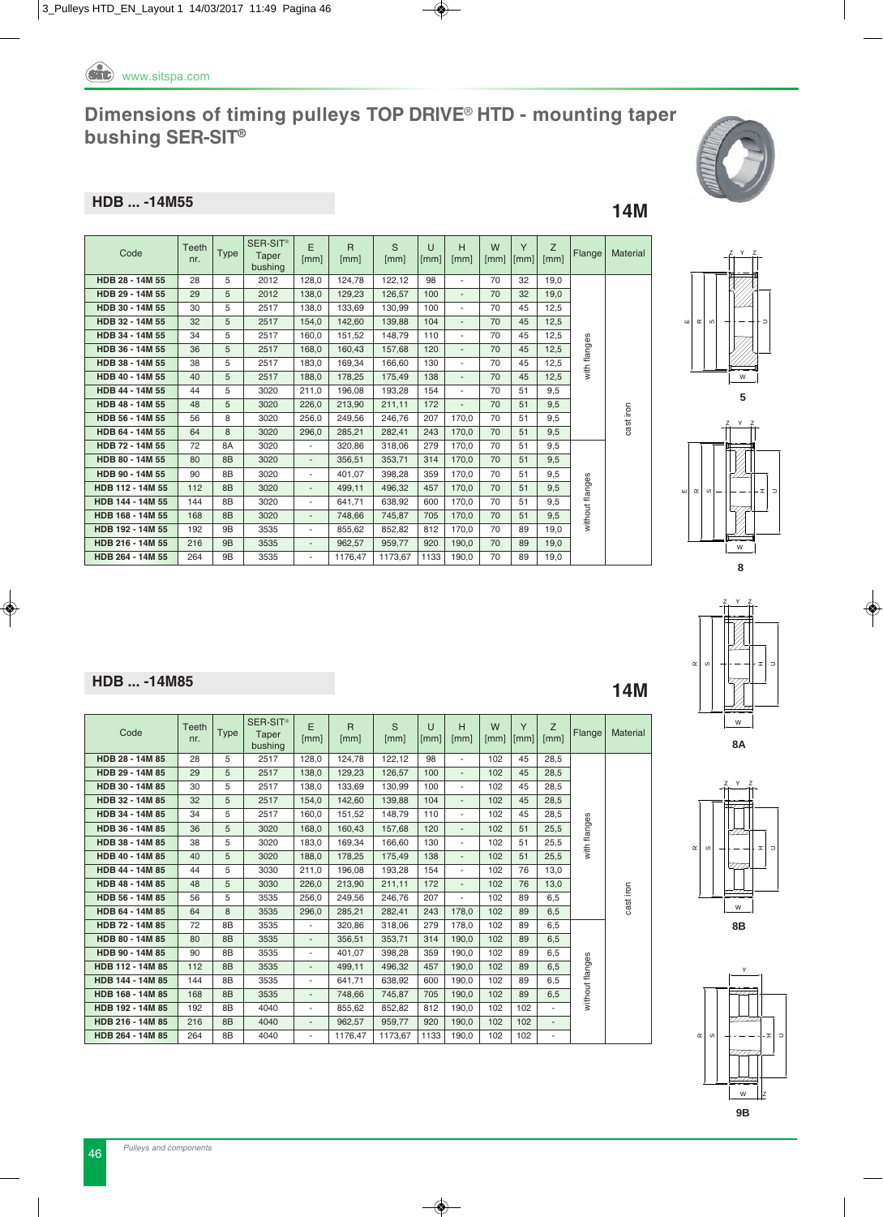# Dimensions of timing pulleys TOP DRIVE® HTD - mounting taper bushing SER-SIT®

## HDB ... -14M55

**14M**

| Code | Teeth nr. | Type | SER-SIT® Taper bushing | E [mm] | R [mm] | S [mm] | U [mm] | H [mm] | W [mm] | Y [mm] | Z [mm] | Flange | Material |
|---|---|---|---|---|---|---|---|---|---|---|---|---|---|
| HDB 28 - 14M 55 | 28 | 5 | 2012 | 128,0 | 124,78 | 122,12 | 98 | - | 70 | 32 | 19,0 | with flanges | cast iron |
| HDB 29 - 14M 55 | 29 | 5 | 2012 | 138,0 | 129,23 | 126,57 | 100 | - | 70 | 32 | 19,0 | | |
| HDB 30 - 14M 55 | 30 | 5 | 2517 | 138,0 | 133,69 | 130,99 | 100 | - | 70 | 45 | 12,5 | | |
| HDB 32 - 14M 55 | 32 | 5 | 2517 | 154,0 | 142,60 | 139,88 | 104 | - | 70 | 45 | 12,5 | | |
| HDB 34 - 14M 55 | 34 | 5 | 2517 | 160,0 | 151,52 | 148,79 | 110 | - | 70 | 45 | 12,5 | | |
| HDB 36 - 14M 55 | 36 | 5 | 2517 | 168,0 | 160,43 | 157,68 | 120 | - | 70 | 45 | 12,5 | | |
| HDB 38 - 14M 55 | 38 | 5 | 2517 | 183,0 | 169,34 | 166,60 | 130 | - | 70 | 45 | 12,5 | | |
| HDB 40 - 14M 55 | 40 | 5 | 2517 | 188,0 | 178,25 | 175,49 | 138 | - | 70 | 45 | 12,5 | | |
| HDB 44 - 14M 55 | 44 | 5 | 3020 | 211,0 | 196,08 | 193,28 | 154 | - | 70 | 51 | 9,5 | | |
| HDB 48 - 14M 55 | 48 | 5 | 3020 | 226,0 | 213,90 | 211,11 | 172 | - | 70 | 51 | 9,5 | | |
| HDB 56 - 14M 55 | 56 | 8 | 3020 | 256,0 | 249,56 | 246,76 | 207 | 170,0 | 70 | 51 | 9,5 | | |
| HDB 64 - 14M 55 | 64 | 8 | 3020 | 296,0 | 285,21 | 282,41 | 243 | 170,0 | 70 | 51 | 9,5 | | |
| HDB 72 - 14M 55 | 72 | 8A | 3020 | - | 320,86 | 318,06 | 279 | 170,0 | 70 | 51 | 9,5 | without flanges | |
| HDB 80 - 14M 55 | 80 | 8B | 3020 | - | 356,51 | 353,71 | 314 | 170,0 | 70 | 51 | 9,5 | | |
| HDB 90 - 14M 55 | 90 | 8B | 3020 | - | 401,07 | 398,28 | 359 | 170,0 | 70 | 51 | 9,5 | | |
| HDB 112 - 14M 55 | 112 | 8B | 3020 | - | 499,11 | 496,32 | 457 | 170,0 | 70 | 51 | 9,5 | | |
| HDB 144 - 14M 55 | 144 | 8B | 3020 | - | 641,71 | 638,92 | 600 | 170,0 | 70 | 51 | 9,5 | | |
| HDB 168 - 14M 55 | 168 | 8B | 3020 | - | 748,66 | 745,87 | 705 | 170,0 | 70 | 51 | 9,5 | | |
| HDB 192 - 14M 55 | 192 | 9B | 3535 | - | 855,62 | 852,82 | 812 | 170,0 | 70 | 89 | 19,0 | | |
| HDB 216 - 14M 55 | 216 | 9B | 3535 | - | 962,57 | 959,77 | 920 | 190,0 | 70 | 89 | 19,0 | | |
| HDB 264 - 14M 55 | 264 | 9B | 3535 | - | 1176,47 | 1173,67 | 1133 | 190,0 | 70 | 89 | 19,0 | | |

## HDB ... -14M85

**14M**

| Code | Teeth nr. | Type | SER-SIT® Taper bushing | E [mm] | R [mm] | S [mm] | U [mm] | H [mm] | W [mm] | Y [mm] | Z [mm] | Flange | Material |
|---|---|---|---|---|---|---|---|---|---|---|---|---|---|
| HDB 28 - 14M 85 | 28 | 5 | 2517 | 128,0 | 124,78 | 122,12 | 98 | - | 102 | 45 | 28,5 | with flanges | cast iron |
| HDB 29 - 14M 85 | 29 | 5 | 2517 | 138,0 | 129,23 | 126,57 | 100 | - | 102 | 45 | 28,5 | | |
| HDB 30 - 14M 85 | 30 | 5 | 2517 | 138,0 | 133,69 | 130,99 | 100 | - | 102 | 45 | 28,5 | | |
| HDB 32 - 14M 85 | 32 | 5 | 2517 | 154,0 | 142,60 | 139,88 | 104 | - | 102 | 45 | 28,5 | | |
| HDB 34 - 14M 85 | 34 | 5 | 2517 | 160,0 | 151,52 | 148,79 | 110 | - | 102 | 45 | 28,5 | | |
| HDB 36 - 14M 85 | 36 | 5 | 3020 | 168,0 | 160,43 | 157,68 | 120 | - | 102 | 51 | 25,5 | | |
| HDB 38 - 14M 85 | 38 | 5 | 3020 | 183,0 | 169,34 | 166,60 | 130 | - | 102 | 51 | 25,5 | | |
| HDB 40 - 14M 85 | 40 | 5 | 3020 | 188,0 | 178,25 | 175,49 | 138 | - | 102 | 51 | 25,5 | | |
| HDB 44 - 14M 85 | 44 | 5 | 3030 | 211,0 | 196,08 | 193,28 | 154 | - | 102 | 76 | 13,0 | | |
| HDB 48 - 14M 85 | 48 | 5 | 3030 | 226,0 | 213,90 | 211,11 | 172 | - | 102 | 76 | 13,0 | | |
| HDB 56 - 14M 85 | 56 | 5 | 3535 | 256,0 | 249,56 | 246,76 | 207 | - | 102 | 89 | 6,5 | | |
| HDB 64 - 14M 85 | 64 | 8 | 3535 | 296,0 | 285,21 | 282,41 | 243 | 178,0 | 102 | 89 | 6,5 | | |
| HDB 72 - 14M 85 | 72 | 8B | 3535 | - | 320,86 | 318,06 | 279 | 178,0 | 102 | 89 | 6,5 | without flanges | |
| HDB 80 - 14M 85 | 80 | 8B | 3535 | - | 356,51 | 353,71 | 314 | 190,0 | 102 | 89 | 6,5 | | |
| HDB 90 - 14M 85 | 90 | 8B | 3535 | - | 401,07 | 398,28 | 359 | 190,0 | 102 | 89 | 6,5 | | |
| HDB 112 - 14M 85 | 112 | 8B | 3535 | - | 499,11 | 496,32 | 457 | 190,0 | 102 | 89 | 6,5 | | |
| HDB 144 - 14M 85 | 144 | 8B | 3535 | - | 641,71 | 638,92 | 600 | 190,0 | 102 | 89 | 6,5 | | |
| HDB 168 - 14M 85 | 168 | 8B | 3535 | - | 748,66 | 745,87 | 705 | 190,0 | 102 | 89 | 6,5 | | |
| HDB 192 - 14M 85 | 192 | 8B | 4040 | - | 855,62 | 852,82 | 812 | 190,0 | 102 | 102 | - | | |
| HDB 216 - 14M 85 | 216 | 8B | 4040 | - | 962,57 | 959,77 | 920 | 190,0 | 102 | 102 | - | | |
| HDB 264 - 14M 85 | 264 | 8B | 4040 | - | 1176,47 | 1173,67 | 1133 | 190,0 | 102 | 102 | - | | |

5

8

8A

8B

9B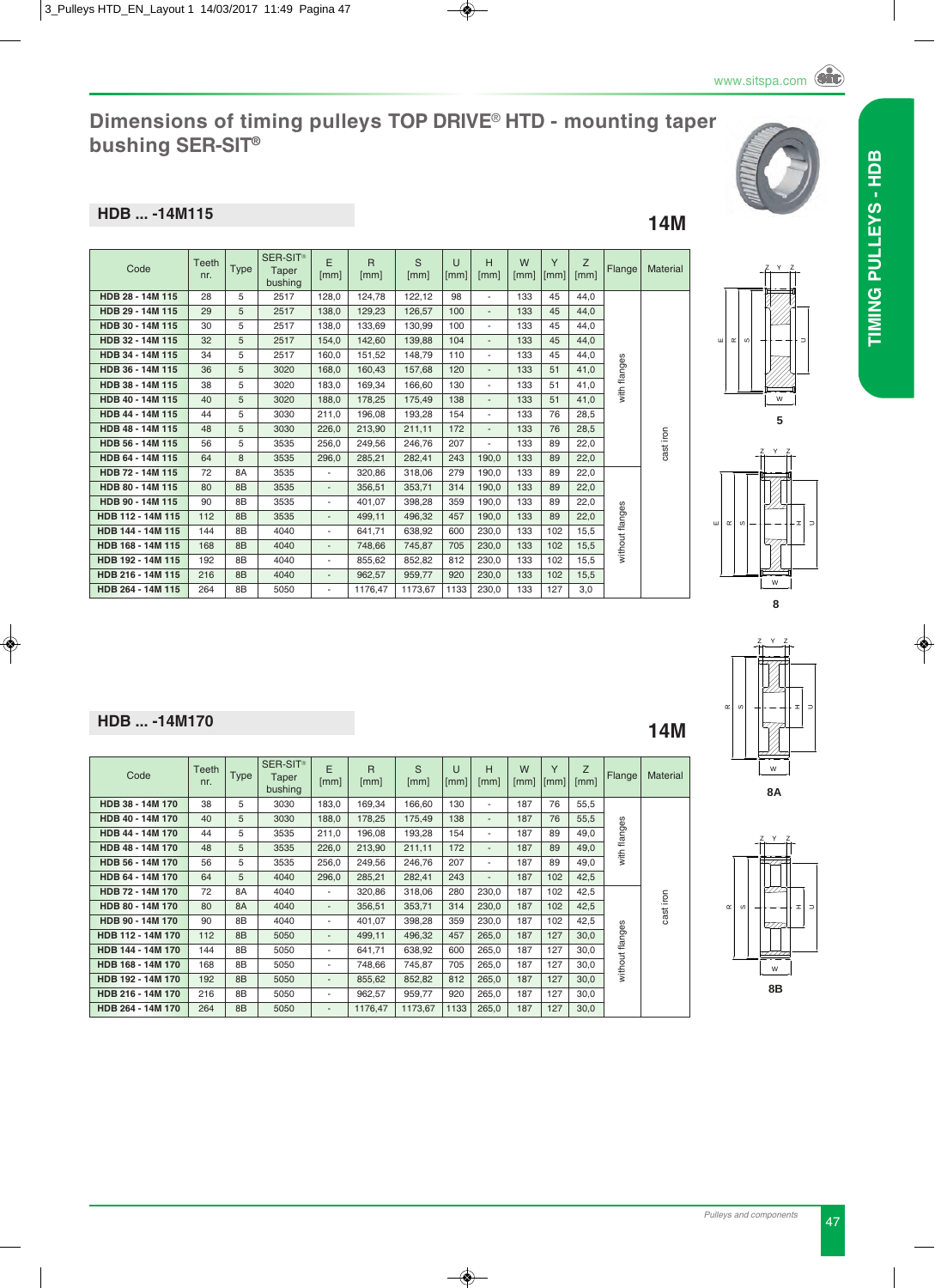# Dimensions of timing pulleys TOP DRIVE® HTD - mounting taper bushing SER-SIT®

## HDB ... -14M115

**14M**

| Code | Teeth nr. | Type | SER-SIT® Taper bushing | E [mm] | R [mm] | S [mm] | U [mm] | H [mm] | W [mm] | Y [mm] | Z [mm] | Flange | Material |
|---|---|---|---|---|---|---|---|---|---|---|---|---|---|
| HDB 28 - 14M 115 | 28 | 5 | 2517 | 128,0 | 124,78 | 122,12 | 98 | - | 133 | 45 | 44,0 | with flanges | cast iron |
| HDB 29 - 14M 115 | 29 | 5 | 2517 | 138,0 | 129,23 | 126,57 | 100 | - | 133 | 45 | 44,0 | | |
| HDB 30 - 14M 115 | 30 | 5 | 2517 | 138,0 | 133,69 | 130,99 | 100 | - | 133 | 45 | 44,0 | | |
| HDB 32 - 14M 115 | 32 | 5 | 2517 | 154,0 | 142,60 | 139,88 | 104 | - | 133 | 45 | 44,0 | | |
| HDB 34 - 14M 115 | 34 | 5 | 2517 | 160,0 | 151,52 | 148,79 | 110 | - | 133 | 45 | 44,0 | | |
| HDB 36 - 14M 115 | 36 | 5 | 3020 | 168,0 | 160,43 | 157,68 | 120 | - | 133 | 51 | 41,0 | | |
| HDB 38 - 14M 115 | 38 | 5 | 3020 | 183,0 | 169,34 | 166,60 | 130 | - | 133 | 51 | 41,0 | | |
| HDB 40 - 14M 115 | 40 | 5 | 3020 | 188,0 | 178,25 | 175,49 | 138 | - | 133 | 51 | 41,0 | | |
| HDB 44 - 14M 115 | 44 | 5 | 3030 | 211,0 | 196,08 | 193,28 | 154 | - | 133 | 76 | 28,5 | | |
| HDB 48 - 14M 115 | 48 | 5 | 3030 | 226,0 | 213,90 | 211,11 | 172 | - | 133 | 76 | 28,5 | | |
| HDB 56 - 14M 115 | 56 | 5 | 3535 | 256,0 | 249,56 | 246,76 | 207 | - | 133 | 89 | 22,0 | | |
| HDB 64 - 14M 115 | 64 | 8 | 3535 | 296,0 | 285,21 | 282,41 | 243 | 190,0 | 133 | 89 | 22,0 | | |
| HDB 72 - 14M 115 | 72 | 8A | 3535 | - | 320,86 | 318,06 | 279 | 190,0 | 133 | 89 | 22,0 | without flanges | |
| HDB 80 - 14M 115 | 80 | 8B | 3535 | - | 356,51 | 353,71 | 314 | 190,0 | 133 | 89 | 22,0 | | |
| HDB 90 - 14M 115 | 90 | 8B | 3535 | - | 401,07 | 398,28 | 359 | 190,0 | 133 | 89 | 22,0 | | |
| HDB 112 - 14M 115 | 112 | 8B | 3535 | - | 499,11 | 496,32 | 457 | 190,0 | 133 | 89 | 22,0 | | |
| HDB 144 - 14M 115 | 144 | 8B | 4040 | - | 641,71 | 638,92 | 600 | 230,0 | 133 | 102 | 15,5 | | |
| HDB 168 - 14M 115 | 168 | 8B | 4040 | - | 748,66 | 745,87 | 705 | 230,0 | 133 | 102 | 15,5 | | |
| HDB 192 - 14M 115 | 192 | 8B | 4040 | - | 855,62 | 852,82 | 812 | 230,0 | 133 | 102 | 15,5 | | |
| HDB 216 - 14M 115 | 216 | 8B | 4040 | - | 962,57 | 959,77 | 920 | 230,0 | 133 | 102 | 15,5 | | |
| HDB 264 - 14M 115 | 264 | 8B | 5050 | - | 1176,47 | 1173,67 | 1133 | 230,0 | 133 | 127 | 3,0 | | |

## HDB ... -14M170

**14M**

| Code | Teeth nr. | Type | SER-SIT® Taper bushing | E [mm] | R [mm] | S [mm] | U [mm] | H [mm] | W [mm] | Y [mm] | Z [mm] | Flange | Material |
|---|---|---|---|---|---|---|---|---|---|---|---|---|---|
| HDB 38 - 14M 170 | 38 | 5 | 3030 | 183,0 | 169,34 | 166,60 | 130 | - | 187 | 76 | 55,5 | with flanges | cast iron |
| HDB 40 - 14M 170 | 40 | 5 | 3030 | 188,0 | 178,25 | 175,49 | 138 | - | 187 | 76 | 55,5 | | |
| HDB 44 - 14M 170 | 44 | 5 | 3535 | 211,0 | 196,08 | 193,28 | 154 | - | 187 | 89 | 49,0 | | |
| HDB 48 - 14M 170 | 48 | 5 | 3535 | 226,0 | 213,90 | 211,11 | 172 | - | 187 | 89 | 49,0 | | |
| HDB 56 - 14M 170 | 56 | 5 | 3535 | 256,0 | 249,56 | 246,76 | 207 | - | 187 | 89 | 49,0 | | |
| HDB 64 - 14M 170 | 64 | 5 | 4040 | 296,0 | 285,21 | 282,41 | 243 | - | 187 | 102 | 42,5 | | |
| HDB 72 - 14M 170 | 72 | 8A | 4040 | - | 320,86 | 318,06 | 280 | 230,0 | 187 | 102 | 42,5 | without flanges | |
| HDB 80 - 14M 170 | 80 | 8A | 4040 | - | 356,51 | 353,71 | 314 | 230,0 | 187 | 102 | 42,5 | | |
| HDB 90 - 14M 170 | 90 | 8B | 4040 | - | 401,07 | 398,28 | 359 | 230,0 | 187 | 102 | 42,5 | | |
| HDB 112 - 14M 170 | 112 | 8B | 5050 | - | 499,11 | 496,32 | 457 | 265,0 | 187 | 127 | 30,0 | | |
| HDB 144 - 14M 170 | 144 | 8B | 5050 | - | 641,71 | 638,92 | 600 | 265,0 | 187 | 127 | 30,0 | | |
| HDB 168 - 14M 170 | 168 | 8B | 5050 | - | 748,66 | 745,87 | 705 | 265,0 | 187 | 127 | 30,0 | | |
| HDB 192 - 14M 170 | 192 | 8B | 5050 | - | 855,62 | 852,82 | 812 | 265,0 | 187 | 127 | 30,0 | | |
| HDB 216 - 14M 170 | 216 | 8B | 5050 | - | 962,57 | 959,77 | 920 | 265,0 | 187 | 127 | 30,0 | | |
| HDB 264 - 14M 170 | 264 | 8B | 5050 | - | 1176,47 | 1173,67 | 1133 | 265,0 | 187 | 127 | 30,0 | | |

5

8

8A

8B